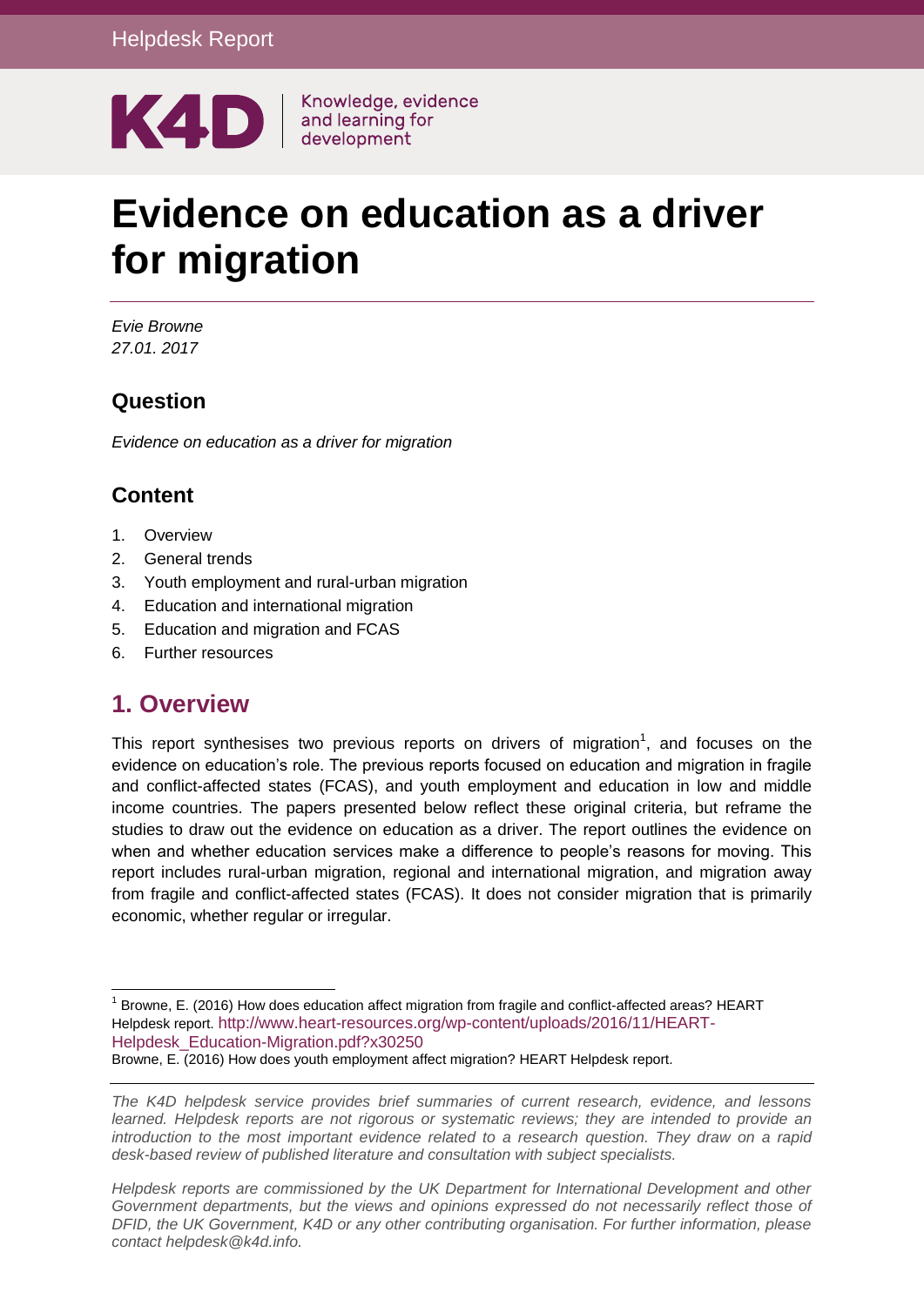Helpdesk Report

K4D | Knowledge, evidence and learning for development

# Evidence on education as a driver for migration

*Evie Browne*
*27.01. 2017*

## Question

*Evidence on education as a driver for migration*

## Content

1. Overview
2. General trends
3. Youth employment and rural-urban migration
4. Education and international migration
5. Education and migration and FCAS
6. Further resources

## 1. Overview

This report synthesises two previous reports on drivers of migration[1], and focuses on the evidence on education's role. The previous reports focused on education and migration in fragile and conflict-affected states (FCAS), and youth employment and education in low and middle income countries. The papers presented below reflect these original criteria, but reframe the studies to draw out the evidence on education as a driver. The report outlines the evidence on when and whether education services make a difference to people's reasons for moving. This report includes rural-urban migration, regional and international migration, and migration away from fragile and conflict-affected states (FCAS). It does not consider migration that is primarily economic, whether regular or irregular.

[1] Browne, E. (2016) How does education affect migration from fragile and conflict-affected areas? HEART Helpdesk report. http://www.heart-resources.org/wp-content/uploads/2016/11/HEART-Helpdesk_Education-Migration.pdf?x30250
Browne, E. (2016) How does youth employment affect migration? HEART Helpdesk report.

*The K4D helpdesk service provides brief summaries of current research, evidence, and lessons learned. Helpdesk reports are not rigorous or systematic reviews; they are intended to provide an introduction to the most important evidence related to a research question. They draw on a rapid desk-based review of published literature and consultation with subject specialists.*

*Helpdesk reports are commissioned by the UK Department for International Development and other Government departments, but the views and opinions expressed do not necessarily reflect those of DFID, the UK Government, K4D or any other contributing organisation. For further information, please contact helpdesk@k4d.info.*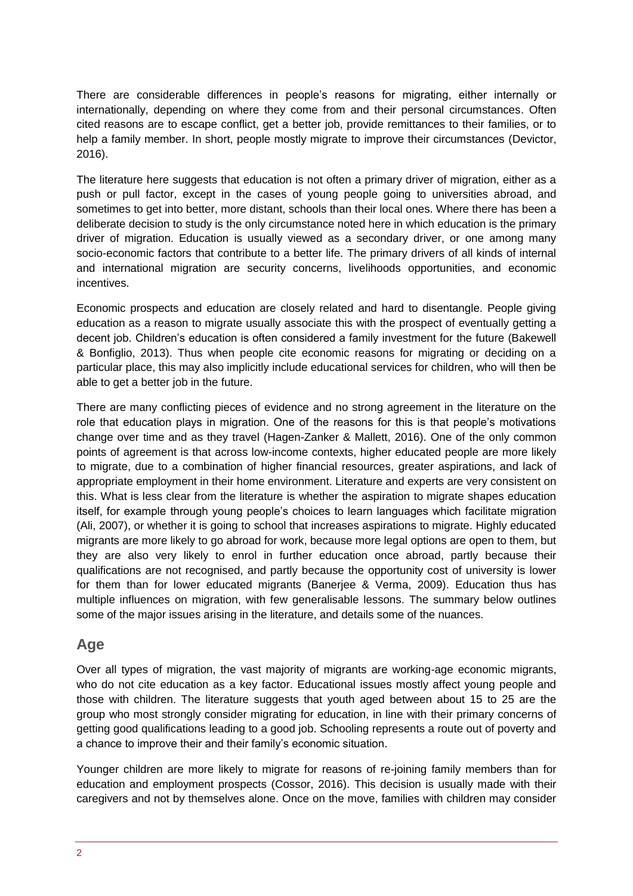There are considerable differences in people's reasons for migrating, either internally or internationally, depending on where they come from and their personal circumstances. Often cited reasons are to escape conflict, get a better job, provide remittances to their families, or to help a family member. In short, people mostly migrate to improve their circumstances (Devictor, 2016).

The literature here suggests that education is not often a primary driver of migration, either as a push or pull factor, except in the cases of young people going to universities abroad, and sometimes to get into better, more distant, schools than their local ones. Where there has been a deliberate decision to study is the only circumstance noted here in which education is the primary driver of migration. Education is usually viewed as a secondary driver, or one among many socio-economic factors that contribute to a better life. The primary drivers of all kinds of internal and international migration are security concerns, livelihoods opportunities, and economic incentives.

Economic prospects and education are closely related and hard to disentangle. People giving education as a reason to migrate usually associate this with the prospect of eventually getting a decent job. Children's education is often considered a family investment for the future (Bakewell & Bonfiglio, 2013). Thus when people cite economic reasons for migrating or deciding on a particular place, this may also implicitly include educational services for children, who will then be able to get a better job in the future.

There are many conflicting pieces of evidence and no strong agreement in the literature on the role that education plays in migration. One of the reasons for this is that people's motivations change over time and as they travel (Hagen-Zanker & Mallett, 2016). One of the only common points of agreement is that across low-income contexts, higher educated people are more likely to migrate, due to a combination of higher financial resources, greater aspirations, and lack of appropriate employment in their home environment. Literature and experts are very consistent on this. What is less clear from the literature is whether the aspiration to migrate shapes education itself, for example through young people's choices to learn languages which facilitate migration (Ali, 2007), or whether it is going to school that increases aspirations to migrate. Highly educated migrants are more likely to go abroad for work, because more legal options are open to them, but they are also very likely to enrol in further education once abroad, partly because their qualifications are not recognised, and partly because the opportunity cost of university is lower for them than for lower educated migrants (Banerjee & Verma, 2009). Education thus has multiple influences on migration, with few generalisable lessons. The summary below outlines some of the major issues arising in the literature, and details some of the nuances.

## Age

Over all types of migration, the vast majority of migrants are working-age economic migrants, who do not cite education as a key factor. Educational issues mostly affect young people and those with children. The literature suggests that youth aged between about 15 to 25 are the group who most strongly consider migrating for education, in line with their primary concerns of getting good qualifications leading to a good job. Schooling represents a route out of poverty and a chance to improve their and their family's economic situation.

Younger children are more likely to migrate for reasons of re-joining family members than for education and employment prospects (Cossor, 2016). This decision is usually made with their caregivers and not by themselves alone. Once on the move, families with children may consider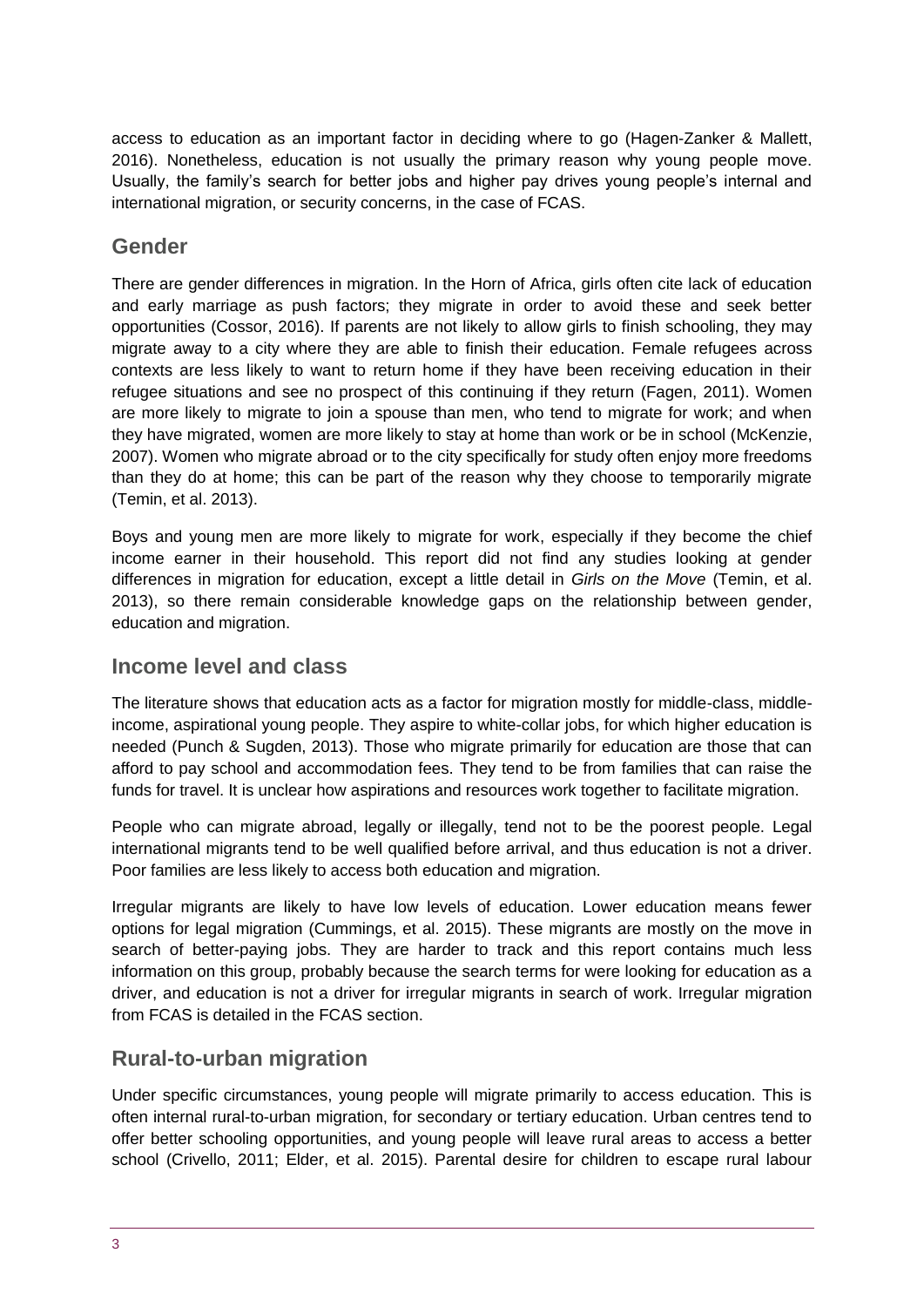access to education as an important factor in deciding where to go (Hagen-Zanker & Mallett, 2016). Nonetheless, education is not usually the primary reason why young people move. Usually, the family's search for better jobs and higher pay drives young people's internal and international migration, or security concerns, in the case of FCAS.

## Gender

There are gender differences in migration. In the Horn of Africa, girls often cite lack of education and early marriage as push factors; they migrate in order to avoid these and seek better opportunities (Cossor, 2016). If parents are not likely to allow girls to finish schooling, they may migrate away to a city where they are able to finish their education. Female refugees across contexts are less likely to want to return home if they have been receiving education in their refugee situations and see no prospect of this continuing if they return (Fagen, 2011). Women are more likely to migrate to join a spouse than men, who tend to migrate for work; and when they have migrated, women are more likely to stay at home than work or be in school (McKenzie, 2007). Women who migrate abroad or to the city specifically for study often enjoy more freedoms than they do at home; this can be part of the reason why they choose to temporarily migrate (Temin, et al. 2013).

Boys and young men are more likely to migrate for work, especially if they become the chief income earner in their household. This report did not find any studies looking at gender differences in migration for education, except a little detail in *Girls on the Move* (Temin, et al. 2013), so there remain considerable knowledge gaps on the relationship between gender, education and migration.

## Income level and class

The literature shows that education acts as a factor for migration mostly for middle-class, middle-income, aspirational young people. They aspire to white-collar jobs, for which higher education is needed (Punch & Sugden, 2013). Those who migrate primarily for education are those that can afford to pay school and accommodation fees. They tend to be from families that can raise the funds for travel. It is unclear how aspirations and resources work together to facilitate migration.

People who can migrate abroad, legally or illegally, tend not to be the poorest people. Legal international migrants tend to be well qualified before arrival, and thus education is not a driver. Poor families are less likely to access both education and migration.

Irregular migrants are likely to have low levels of education. Lower education means fewer options for legal migration (Cummings, et al. 2015). These migrants are mostly on the move in search of better-paying jobs. They are harder to track and this report contains much less information on this group, probably because the search terms for were looking for education as a driver, and education is not a driver for irregular migrants in search of work. Irregular migration from FCAS is detailed in the FCAS section.

## Rural-to-urban migration

Under specific circumstances, young people will migrate primarily to access education. This is often internal rural-to-urban migration, for secondary or tertiary education. Urban centres tend to offer better schooling opportunities, and young people will leave rural areas to access a better school (Crivello, 2011; Elder, et al. 2015). Parental desire for children to escape rural labour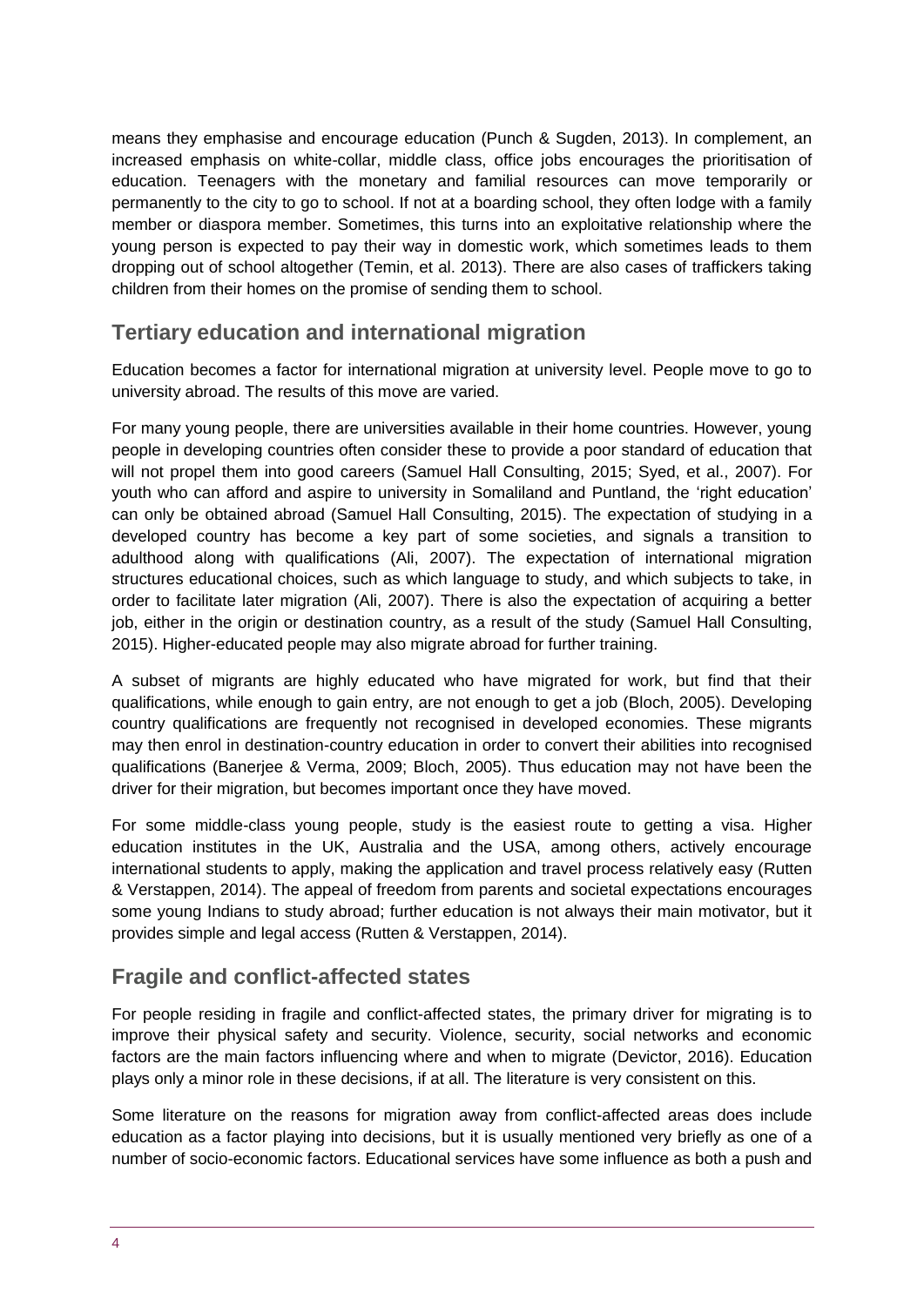means they emphasise and encourage education (Punch & Sugden, 2013). In complement, an increased emphasis on white-collar, middle class, office jobs encourages the prioritisation of education. Teenagers with the monetary and familial resources can move temporarily or permanently to the city to go to school. If not at a boarding school, they often lodge with a family member or diaspora member. Sometimes, this turns into an exploitative relationship where the young person is expected to pay their way in domestic work, which sometimes leads to them dropping out of school altogether (Temin, et al. 2013). There are also cases of traffickers taking children from their homes on the promise of sending them to school.

## Tertiary education and international migration

Education becomes a factor for international migration at university level. People move to go to university abroad. The results of this move are varied.

For many young people, there are universities available in their home countries. However, young people in developing countries often consider these to provide a poor standard of education that will not propel them into good careers (Samuel Hall Consulting, 2015; Syed, et al., 2007). For youth who can afford and aspire to university in Somaliland and Puntland, the 'right education' can only be obtained abroad (Samuel Hall Consulting, 2015). The expectation of studying in a developed country has become a key part of some societies, and signals a transition to adulthood along with qualifications (Ali, 2007). The expectation of international migration structures educational choices, such as which language to study, and which subjects to take, in order to facilitate later migration (Ali, 2007). There is also the expectation of acquiring a better job, either in the origin or destination country, as a result of the study (Samuel Hall Consulting, 2015). Higher-educated people may also migrate abroad for further training.

A subset of migrants are highly educated who have migrated for work, but find that their qualifications, while enough to gain entry, are not enough to get a job (Bloch, 2005). Developing country qualifications are frequently not recognised in developed economies. These migrants may then enrol in destination-country education in order to convert their abilities into recognised qualifications (Banerjee & Verma, 2009; Bloch, 2005). Thus education may not have been the driver for their migration, but becomes important once they have moved.

For some middle-class young people, study is the easiest route to getting a visa. Higher education institutes in the UK, Australia and the USA, among others, actively encourage international students to apply, making the application and travel process relatively easy (Rutten & Verstappen, 2014). The appeal of freedom from parents and societal expectations encourages some young Indians to study abroad; further education is not always their main motivator, but it provides simple and legal access (Rutten & Verstappen, 2014).

## Fragile and conflict-affected states

For people residing in fragile and conflict-affected states, the primary driver for migrating is to improve their physical safety and security. Violence, security, social networks and economic factors are the main factors influencing where and when to migrate (Devictor, 2016). Education plays only a minor role in these decisions, if at all. The literature is very consistent on this.

Some literature on the reasons for migration away from conflict-affected areas does include education as a factor playing into decisions, but it is usually mentioned very briefly as one of a number of socio-economic factors. Educational services have some influence as both a push and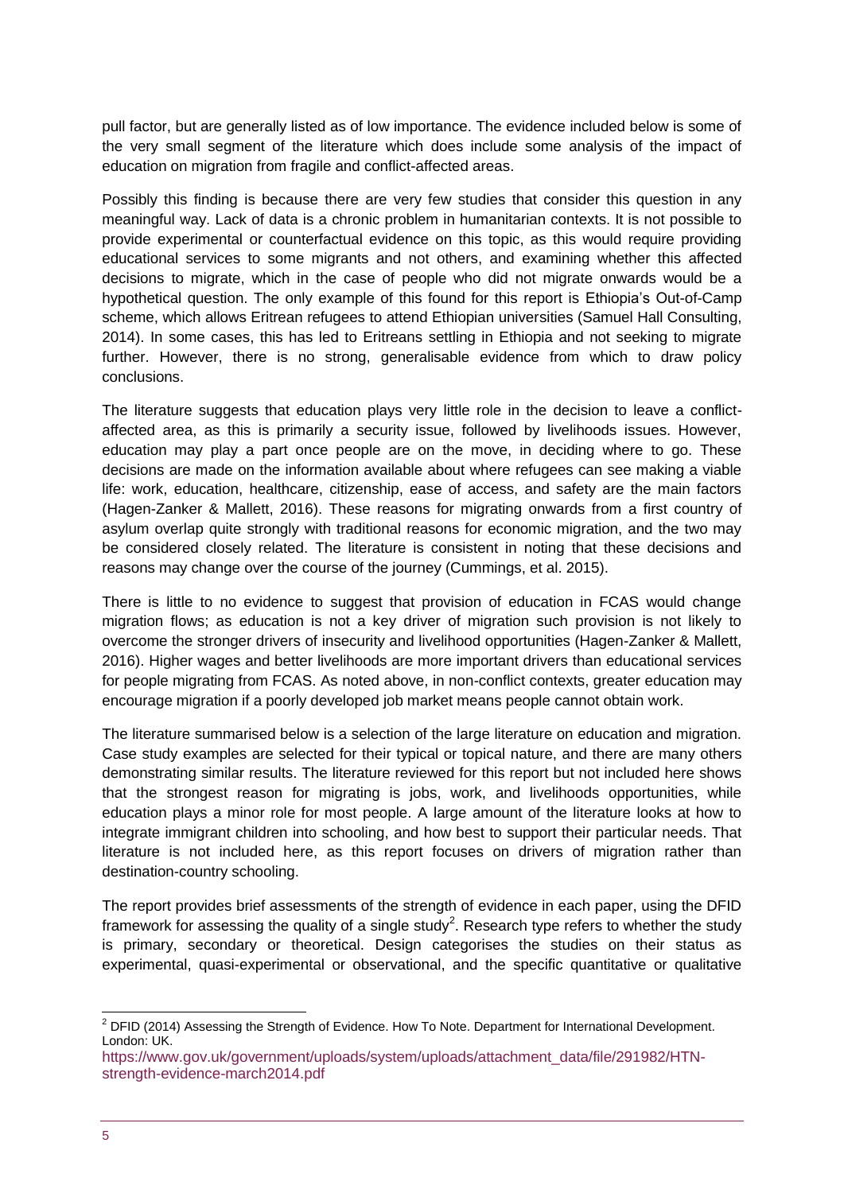pull factor, but are generally listed as of low importance. The evidence included below is some of the very small segment of the literature which does include some analysis of the impact of education on migration from fragile and conflict-affected areas.

Possibly this finding is because there are very few studies that consider this question in any meaningful way. Lack of data is a chronic problem in humanitarian contexts. It is not possible to provide experimental or counterfactual evidence on this topic, as this would require providing educational services to some migrants and not others, and examining whether this affected decisions to migrate, which in the case of people who did not migrate onwards would be a hypothetical question. The only example of this found for this report is Ethiopia's Out-of-Camp scheme, which allows Eritrean refugees to attend Ethiopian universities (Samuel Hall Consulting, 2014). In some cases, this has led to Eritreans settling in Ethiopia and not seeking to migrate further. However, there is no strong, generalisable evidence from which to draw policy conclusions.

The literature suggests that education plays very little role in the decision to leave a conflict-affected area, as this is primarily a security issue, followed by livelihoods issues. However, education may play a part once people are on the move, in deciding where to go. These decisions are made on the information available about where refugees can see making a viable life: work, education, healthcare, citizenship, ease of access, and safety are the main factors (Hagen-Zanker & Mallett, 2016). These reasons for migrating onwards from a first country of asylum overlap quite strongly with traditional reasons for economic migration, and the two may be considered closely related. The literature is consistent in noting that these decisions and reasons may change over the course of the journey (Cummings, et al. 2015).

There is little to no evidence to suggest that provision of education in FCAS would change migration flows; as education is not a key driver of migration such provision is not likely to overcome the stronger drivers of insecurity and livelihood opportunities (Hagen-Zanker & Mallett, 2016). Higher wages and better livelihoods are more important drivers than educational services for people migrating from FCAS. As noted above, in non-conflict contexts, greater education may encourage migration if a poorly developed job market means people cannot obtain work.

The literature summarised below is a selection of the large literature on education and migration. Case study examples are selected for their typical or topical nature, and there are many others demonstrating similar results. The literature reviewed for this report but not included here shows that the strongest reason for migrating is jobs, work, and livelihoods opportunities, while education plays a minor role for most people. A large amount of the literature looks at how to integrate immigrant children into schooling, and how best to support their particular needs. That literature is not included here, as this report focuses on drivers of migration rather than destination-country schooling.

The report provides brief assessments of the strength of evidence in each paper, using the DFID framework for assessing the quality of a single study[2]. Research type refers to whether the study is primary, secondary or theoretical. Design categorises the studies on their status as experimental, quasi-experimental or observational, and the specific quantitative or qualitative

---

[2] DFID (2014) Assessing the Strength of Evidence. How To Note. Department for International Development. London: UK.
https://www.gov.uk/government/uploads/system/uploads/attachment_data/file/291982/HTN-strength-evidence-march2014.pdf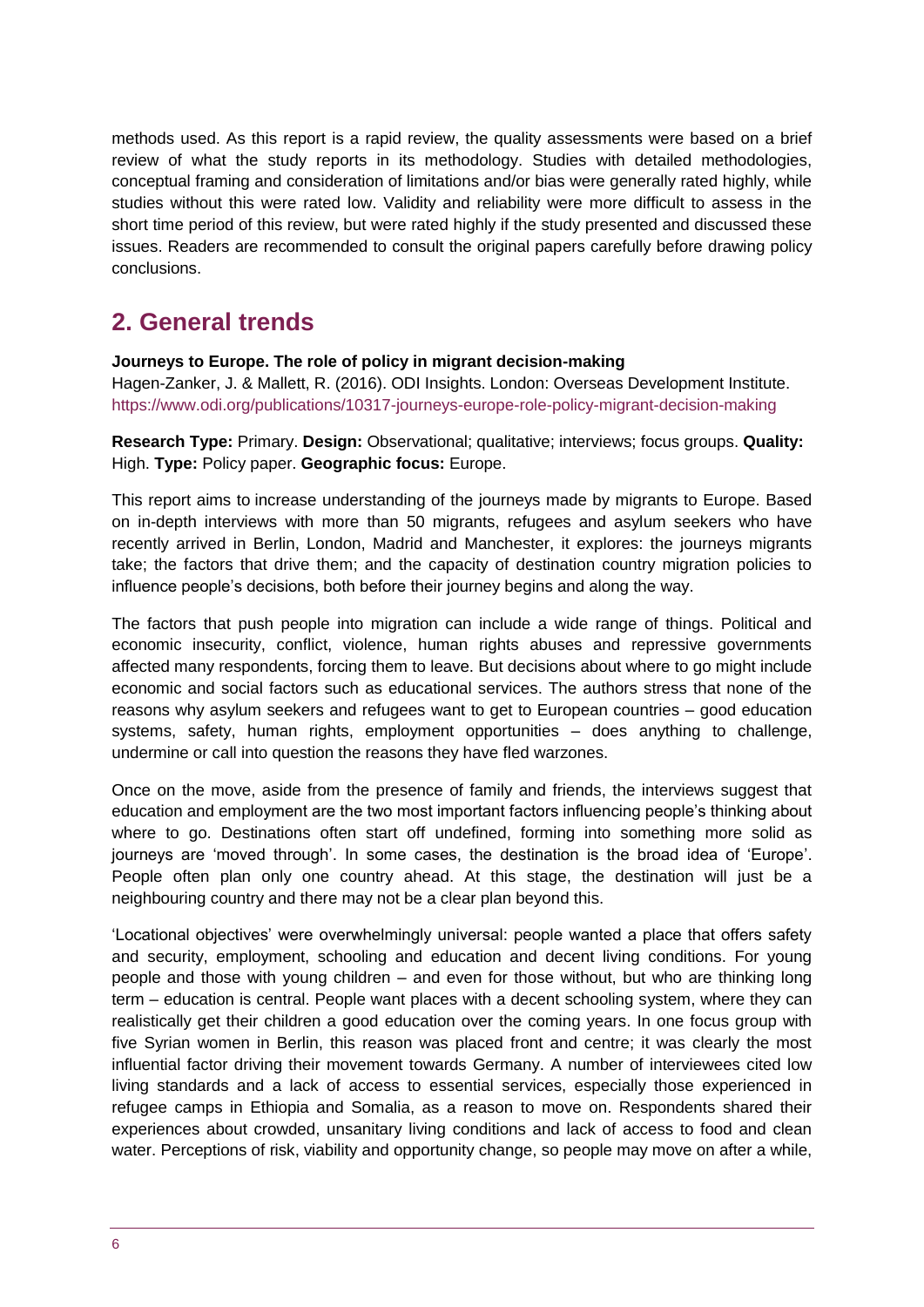methods used. As this report is a rapid review, the quality assessments were based on a brief review of what the study reports in its methodology. Studies with detailed methodologies, conceptual framing and consideration of limitations and/or bias were generally rated highly, while studies without this were rated low. Validity and reliability were more difficult to assess in the short time period of this review, but were rated highly if the study presented and discussed these issues. Readers are recommended to consult the original papers carefully before drawing policy conclusions.

## 2. General trends

**Journeys to Europe. The role of policy in migrant decision-making**
Hagen-Zanker, J. & Mallett, R. (2016). ODI Insights. London: Overseas Development Institute.
https://www.odi.org/publications/10317-journeys-europe-role-policy-migrant-decision-making

**Research Type:** Primary. **Design:** Observational; qualitative; interviews; focus groups. **Quality:** High. **Type:** Policy paper. **Geographic focus:** Europe.

This report aims to increase understanding of the journeys made by migrants to Europe. Based on in-depth interviews with more than 50 migrants, refugees and asylum seekers who have recently arrived in Berlin, London, Madrid and Manchester, it explores: the journeys migrants take; the factors that drive them; and the capacity of destination country migration policies to influence people's decisions, both before their journey begins and along the way.

The factors that push people into migration can include a wide range of things. Political and economic insecurity, conflict, violence, human rights abuses and repressive governments affected many respondents, forcing them to leave. But decisions about where to go might include economic and social factors such as educational services. The authors stress that none of the reasons why asylum seekers and refugees want to get to European countries – good education systems, safety, human rights, employment opportunities – does anything to challenge, undermine or call into question the reasons they have fled warzones.

Once on the move, aside from the presence of family and friends, the interviews suggest that education and employment are the two most important factors influencing people's thinking about where to go. Destinations often start off undefined, forming into something more solid as journeys are 'moved through'. In some cases, the destination is the broad idea of 'Europe'. People often plan only one country ahead. At this stage, the destination will just be a neighbouring country and there may not be a clear plan beyond this.

'Locational objectives' were overwhelmingly universal: people wanted a place that offers safety and security, employment, schooling and education and decent living conditions. For young people and those with young children – and even for those without, but who are thinking long term – education is central. People want places with a decent schooling system, where they can realistically get their children a good education over the coming years. In one focus group with five Syrian women in Berlin, this reason was placed front and centre; it was clearly the most influential factor driving their movement towards Germany. A number of interviewees cited low living standards and a lack of access to essential services, especially those experienced in refugee camps in Ethiopia and Somalia, as a reason to move on. Respondents shared their experiences about crowded, unsanitary living conditions and lack of access to food and clean water. Perceptions of risk, viability and opportunity change, so people may move on after a while,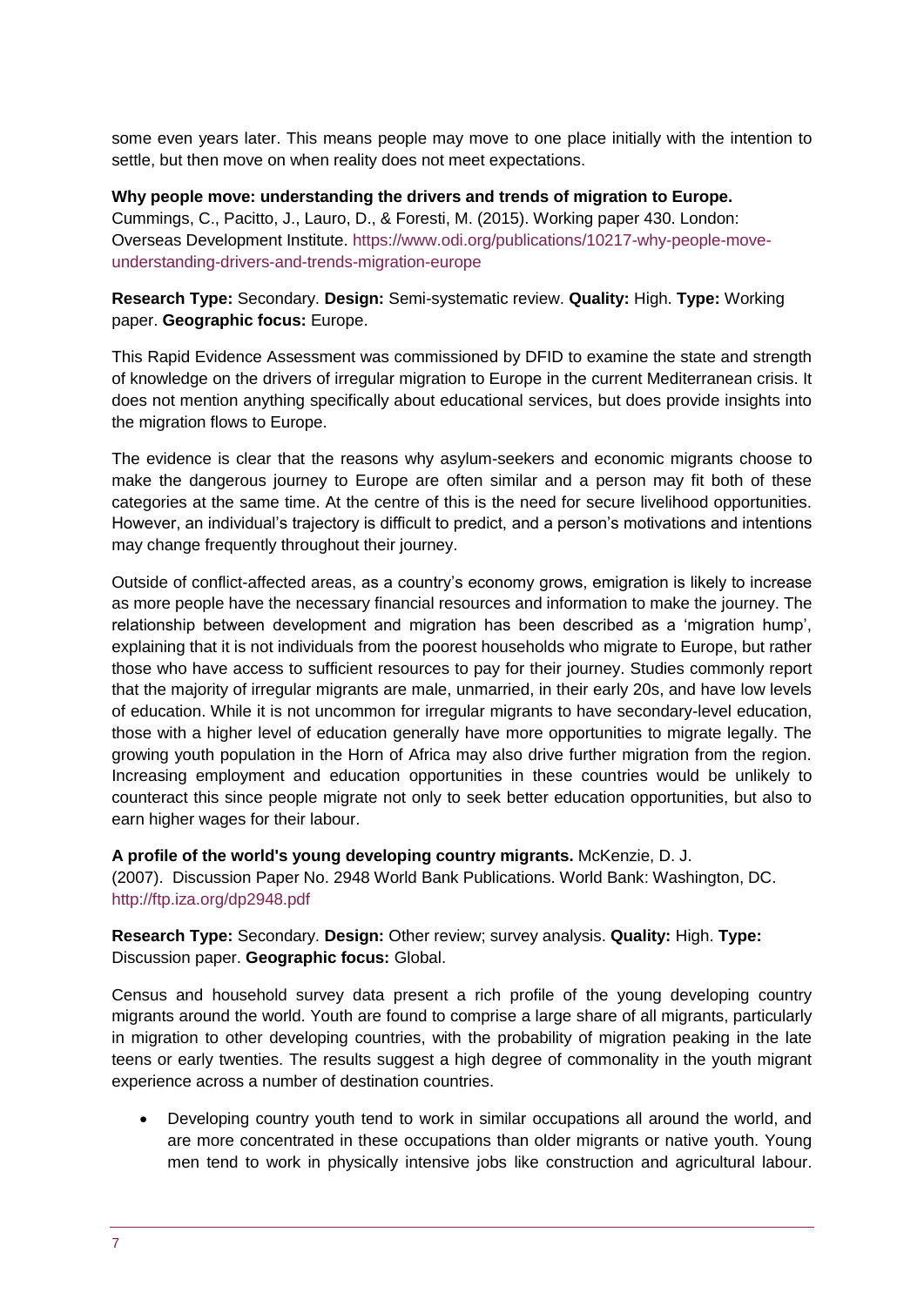some even years later. This means people may move to one place initially with the intention to settle, but then move on when reality does not meet expectations.

**Why people move: understanding the drivers and trends of migration to Europe.** Cummings, C., Pacitto, J., Lauro, D., & Foresti, M. (2015). Working paper 430. London: Overseas Development Institute. https://www.odi.org/publications/10217-why-people-move-understanding-drivers-and-trends-migration-europe

**Research Type:** Secondary. **Design:** Semi-systematic review. **Quality:** High. **Type:** Working paper. **Geographic focus:** Europe.

This Rapid Evidence Assessment was commissioned by DFID to examine the state and strength of knowledge on the drivers of irregular migration to Europe in the current Mediterranean crisis. It does not mention anything specifically about educational services, but does provide insights into the migration flows to Europe.

The evidence is clear that the reasons why asylum-seekers and economic migrants choose to make the dangerous journey to Europe are often similar and a person may fit both of these categories at the same time. At the centre of this is the need for secure livelihood opportunities. However, an individual's trajectory is difficult to predict, and a person's motivations and intentions may change frequently throughout their journey.

Outside of conflict-affected areas, as a country's economy grows, emigration is likely to increase as more people have the necessary financial resources and information to make the journey. The relationship between development and migration has been described as a 'migration hump', explaining that it is not individuals from the poorest households who migrate to Europe, but rather those who have access to sufficient resources to pay for their journey. Studies commonly report that the majority of irregular migrants are male, unmarried, in their early 20s, and have low levels of education. While it is not uncommon for irregular migrants to have secondary-level education, those with a higher level of education generally have more opportunities to migrate legally. The growing youth population in the Horn of Africa may also drive further migration from the region. Increasing employment and education opportunities in these countries would be unlikely to counteract this since people migrate not only to seek better education opportunities, but also to earn higher wages for their labour.

**A profile of the world's young developing country migrants.** McKenzie, D. J. (2007). Discussion Paper No. 2948 World Bank Publications. World Bank: Washington, DC. http://ftp.iza.org/dp2948.pdf

**Research Type:** Secondary. **Design:** Other review; survey analysis. **Quality:** High. **Type:** Discussion paper. **Geographic focus:** Global.

Census and household survey data present a rich profile of the young developing country migrants around the world. Youth are found to comprise a large share of all migrants, particularly in migration to other developing countries, with the probability of migration peaking in the late teens or early twenties. The results suggest a high degree of commonality in the youth migrant experience across a number of destination countries.

- Developing country youth tend to work in similar occupations all around the world, and are more concentrated in these occupations than older migrants or native youth. Young men tend to work in physically intensive jobs like construction and agricultural labour.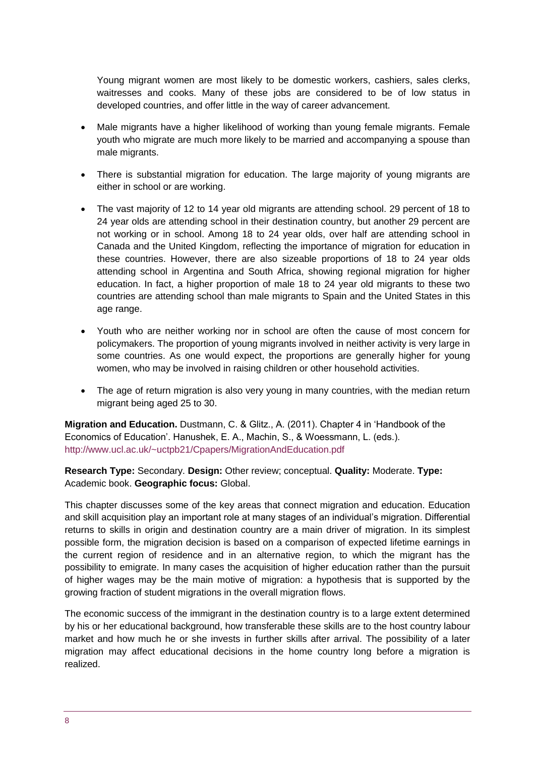Young migrant women are most likely to be domestic workers, cashiers, sales clerks, waitresses and cooks. Many of these jobs are considered to be of low status in developed countries, and offer little in the way of career advancement.

- Male migrants have a higher likelihood of working than young female migrants. Female youth who migrate are much more likely to be married and accompanying a spouse than male migrants.
- There is substantial migration for education. The large majority of young migrants are either in school or are working.
- The vast majority of 12 to 14 year old migrants are attending school. 29 percent of 18 to 24 year olds are attending school in their destination country, but another 29 percent are not working or in school. Among 18 to 24 year olds, over half are attending school in Canada and the United Kingdom, reflecting the importance of migration for education in these countries. However, there are also sizeable proportions of 18 to 24 year olds attending school in Argentina and South Africa, showing regional migration for higher education. In fact, a higher proportion of male 18 to 24 year old migrants to these two countries are attending school than male migrants to Spain and the United States in this age range.
- Youth who are neither working nor in school are often the cause of most concern for policymakers. The proportion of young migrants involved in neither activity is very large in some countries. As one would expect, the proportions are generally higher for young women, who may be involved in raising children or other household activities.
- The age of return migration is also very young in many countries, with the median return migrant being aged 25 to 30.

**Migration and Education.** Dustmann, C. & Glitz., A. (2011). Chapter 4 in 'Handbook of the Economics of Education'. Hanushek, E. A., Machin, S., & Woessmann, L. (eds.). http://www.ucl.ac.uk/~uctpb21/Cpapers/MigrationAndEducation.pdf

**Research Type:** Secondary. **Design:** Other review; conceptual. **Quality:** Moderate. **Type:** Academic book. **Geographic focus:** Global.

This chapter discusses some of the key areas that connect migration and education. Education and skill acquisition play an important role at many stages of an individual's migration. Differential returns to skills in origin and destination country are a main driver of migration. In its simplest possible form, the migration decision is based on a comparison of expected lifetime earnings in the current region of residence and in an alternative region, to which the migrant has the possibility to emigrate. In many cases the acquisition of higher education rather than the pursuit of higher wages may be the main motive of migration: a hypothesis that is supported by the growing fraction of student migrations in the overall migration flows.

The economic success of the immigrant in the destination country is to a large extent determined by his or her educational background, how transferable these skills are to the host country labour market and how much he or she invests in further skills after arrival. The possibility of a later migration may affect educational decisions in the home country long before a migration is realized.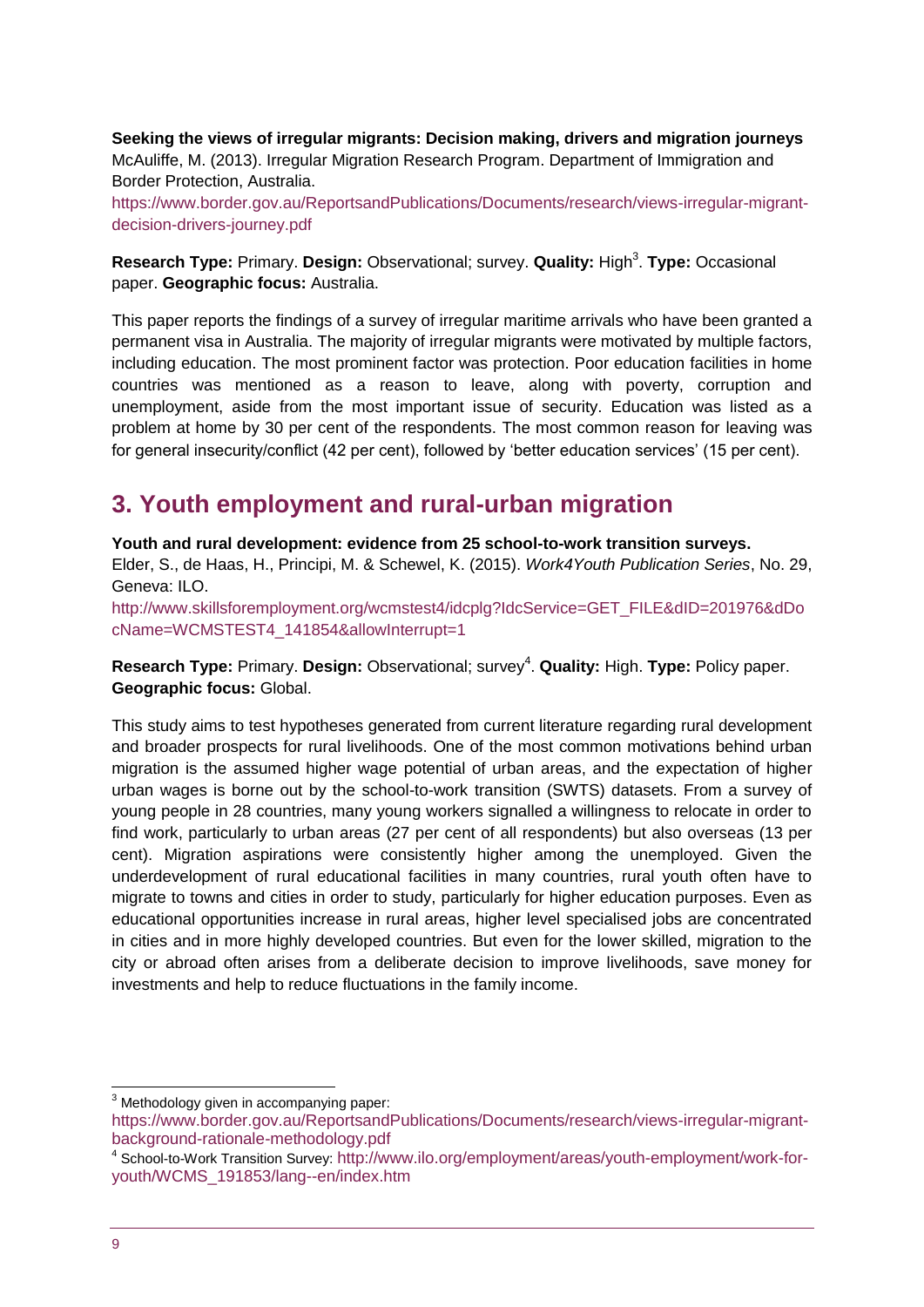**Seeking the views of irregular migrants: Decision making, drivers and migration journeys**
McAuliffe, M. (2013). Irregular Migration Research Program. Department of Immigration and Border Protection, Australia.
https://www.border.gov.au/ReportsandPublications/Documents/research/views-irregular-migrant-decision-drivers-journey.pdf

**Research Type:** Primary. **Design:** Observational; survey. **Quality:** High[3]. **Type:** Occasional paper. **Geographic focus:** Australia.

This paper reports the findings of a survey of irregular maritime arrivals who have been granted a permanent visa in Australia. The majority of irregular migrants were motivated by multiple factors, including education. The most prominent factor was protection. Poor education facilities in home countries was mentioned as a reason to leave, along with poverty, corruption and unemployment, aside from the most important issue of security. Education was listed as a problem at home by 30 per cent of the respondents. The most common reason for leaving was for general insecurity/conflict (42 per cent), followed by 'better education services' (15 per cent).

## 3. Youth employment and rural-urban migration

**Youth and rural development: evidence from 25 school-to-work transition surveys.**
Elder, S., de Haas, H., Principi, M. & Schewel, K. (2015). *Work4Youth Publication Series*, No. 29, Geneva: ILO.
http://www.skillsforemployment.org/wcmstest4/idcplg?IdcService=GET_FILE&dID=201976&dDocName=WCMSTEST4_141854&allowInterrupt=1

**Research Type:** Primary. **Design:** Observational; survey[4]. **Quality:** High. **Type:** Policy paper. **Geographic focus:** Global.

This study aims to test hypotheses generated from current literature regarding rural development and broader prospects for rural livelihoods. One of the most common motivations behind urban migration is the assumed higher wage potential of urban areas, and the expectation of higher urban wages is borne out by the school-to-work transition (SWTS) datasets. From a survey of young people in 28 countries, many young workers signalled a willingness to relocate in order to find work, particularly to urban areas (27 per cent of all respondents) but also overseas (13 per cent). Migration aspirations were consistently higher among the unemployed. Given the underdevelopment of rural educational facilities in many countries, rural youth often have to migrate to towns and cities in order to study, particularly for higher education purposes. Even as educational opportunities increase in rural areas, higher level specialised jobs are concentrated in cities and in more highly developed countries. But even for the lower skilled, migration to the city or abroad often arises from a deliberate decision to improve livelihoods, save money for investments and help to reduce fluctuations in the family income.

---

[3] Methodology given in accompanying paper: https://www.border.gov.au/ReportsandPublications/Documents/research/views-irregular-migrant-background-rationale-methodology.pdf

[4] School-to-Work Transition Survey: http://www.ilo.org/employment/areas/youth-employment/work-for-youth/WCMS_191853/lang--en/index.htm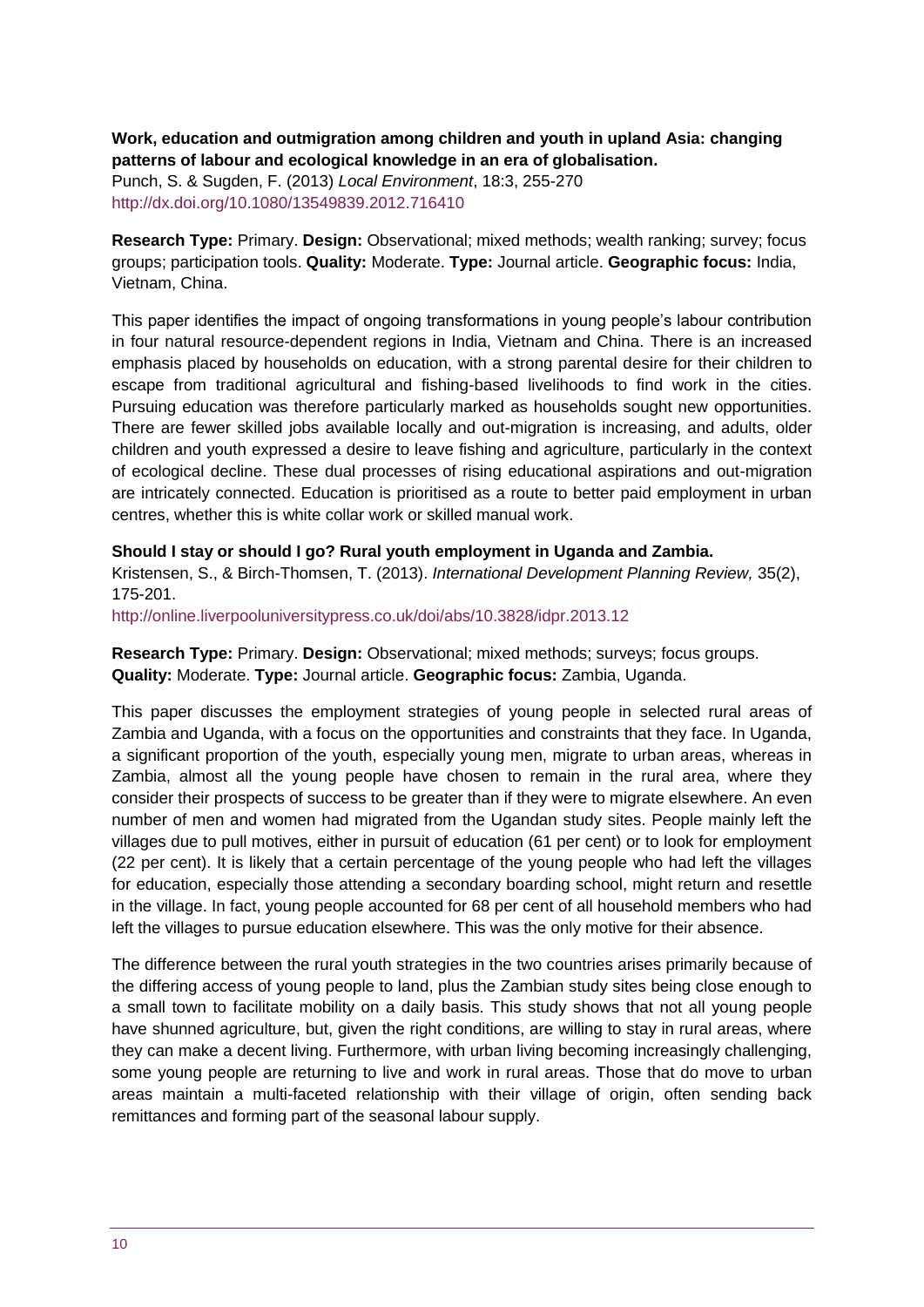**Work, education and outmigration among children and youth in upland Asia: changing patterns of labour and ecological knowledge in an era of globalisation.**
Punch, S. & Sugden, F. (2013) *Local Environment*, 18:3, 255-270
http://dx.doi.org/10.1080/13549839.2012.716410

**Research Type:** Primary. **Design:** Observational; mixed methods; wealth ranking; survey; focus groups; participation tools. **Quality:** Moderate. **Type:** Journal article. **Geographic focus:** India, Vietnam, China.

This paper identifies the impact of ongoing transformations in young people's labour contribution in four natural resource-dependent regions in India, Vietnam and China. There is an increased emphasis placed by households on education, with a strong parental desire for their children to escape from traditional agricultural and fishing-based livelihoods to find work in the cities. Pursuing education was therefore particularly marked as households sought new opportunities. There are fewer skilled jobs available locally and out-migration is increasing, and adults, older children and youth expressed a desire to leave fishing and agriculture, particularly in the context of ecological decline. These dual processes of rising educational aspirations and out-migration are intricately connected. Education is prioritised as a route to better paid employment in urban centres, whether this is white collar work or skilled manual work.

**Should I stay or should I go? Rural youth employment in Uganda and Zambia.**
Kristensen, S., & Birch-Thomsen, T. (2013). *International Development Planning Review,* 35(2), 175-201.
http://online.liverpooluniversitypress.co.uk/doi/abs/10.3828/idpr.2013.12

**Research Type:** Primary. **Design:** Observational; mixed methods; surveys; focus groups. **Quality:** Moderate. **Type:** Journal article. **Geographic focus:** Zambia, Uganda.

This paper discusses the employment strategies of young people in selected rural areas of Zambia and Uganda, with a focus on the opportunities and constraints that they face. In Uganda, a significant proportion of the youth, especially young men, migrate to urban areas, whereas in Zambia, almost all the young people have chosen to remain in the rural area, where they consider their prospects of success to be greater than if they were to migrate elsewhere. An even number of men and women had migrated from the Ugandan study sites. People mainly left the villages due to pull motives, either in pursuit of education (61 per cent) or to look for employment (22 per cent). It is likely that a certain percentage of the young people who had left the villages for education, especially those attending a secondary boarding school, might return and resettle in the village. In fact, young people accounted for 68 per cent of all household members who had left the villages to pursue education elsewhere. This was the only motive for their absence.

The difference between the rural youth strategies in the two countries arises primarily because of the differing access of young people to land, plus the Zambian study sites being close enough to a small town to facilitate mobility on a daily basis. This study shows that not all young people have shunned agriculture, but, given the right conditions, are willing to stay in rural areas, where they can make a decent living. Furthermore, with urban living becoming increasingly challenging, some young people are returning to live and work in rural areas. Those that do move to urban areas maintain a multi-faceted relationship with their village of origin, often sending back remittances and forming part of the seasonal labour supply.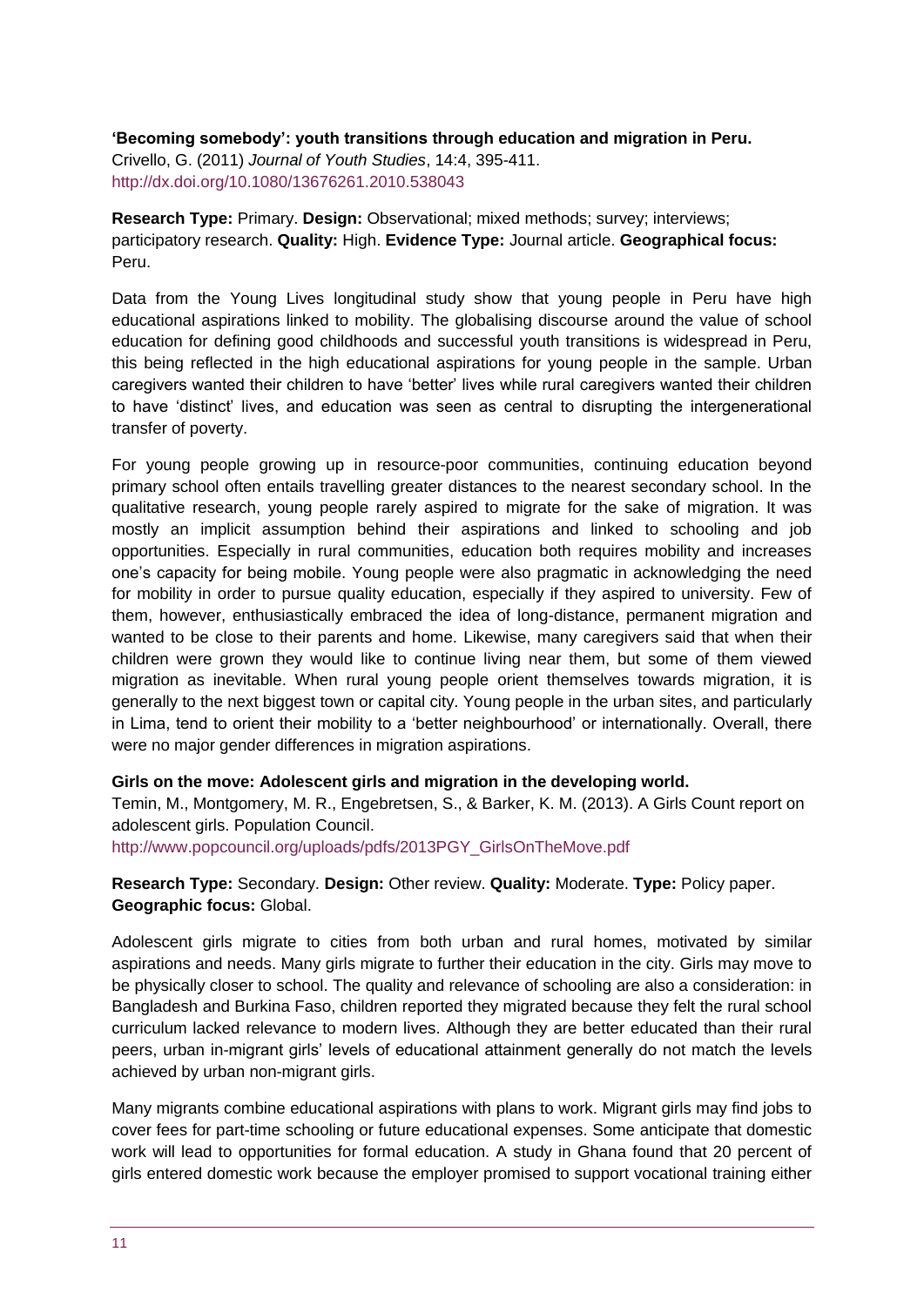**'Becoming somebody': youth transitions through education and migration in Peru.**
Crivello, G. (2011) *Journal of Youth Studies*, 14:4, 395-411.
http://dx.doi.org/10.1080/13676261.2010.538043

**Research Type:** Primary. **Design:** Observational; mixed methods; survey; interviews; participatory research. **Quality:** High. **Evidence Type:** Journal article. **Geographical focus:** Peru.

Data from the Young Lives longitudinal study show that young people in Peru have high educational aspirations linked to mobility. The globalising discourse around the value of school education for defining good childhoods and successful youth transitions is widespread in Peru, this being reflected in the high educational aspirations for young people in the sample. Urban caregivers wanted their children to have 'better' lives while rural caregivers wanted their children to have 'distinct' lives, and education was seen as central to disrupting the intergenerational transfer of poverty.

For young people growing up in resource-poor communities, continuing education beyond primary school often entails travelling greater distances to the nearest secondary school. In the qualitative research, young people rarely aspired to migrate for the sake of migration. It was mostly an implicit assumption behind their aspirations and linked to schooling and job opportunities. Especially in rural communities, education both requires mobility and increases one's capacity for being mobile. Young people were also pragmatic in acknowledging the need for mobility in order to pursue quality education, especially if they aspired to university. Few of them, however, enthusiastically embraced the idea of long-distance, permanent migration and wanted to be close to their parents and home. Likewise, many caregivers said that when their children were grown they would like to continue living near them, but some of them viewed migration as inevitable. When rural young people orient themselves towards migration, it is generally to the next biggest town or capital city. Young people in the urban sites, and particularly in Lima, tend to orient their mobility to a 'better neighbourhood' or internationally. Overall, there were no major gender differences in migration aspirations.

**Girls on the move: Adolescent girls and migration in the developing world.**
Temin, M., Montgomery, M. R., Engebretsen, S., & Barker, K. M. (2013). A Girls Count report on adolescent girls. Population Council.
http://www.popcouncil.org/uploads/pdfs/2013PGY_GirlsOnTheMove.pdf

**Research Type:** Secondary. **Design:** Other review. **Quality:** Moderate. **Type:** Policy paper. **Geographic focus:** Global.

Adolescent girls migrate to cities from both urban and rural homes, motivated by similar aspirations and needs. Many girls migrate to further their education in the city. Girls may move to be physically closer to school. The quality and relevance of schooling are also a consideration: in Bangladesh and Burkina Faso, children reported they migrated because they felt the rural school curriculum lacked relevance to modern lives. Although they are better educated than their rural peers, urban in-migrant girls' levels of educational attainment generally do not match the levels achieved by urban non-migrant girls.

Many migrants combine educational aspirations with plans to work. Migrant girls may find jobs to cover fees for part-time schooling or future educational expenses. Some anticipate that domestic work will lead to opportunities for formal education. A study in Ghana found that 20 percent of girls entered domestic work because the employer promised to support vocational training either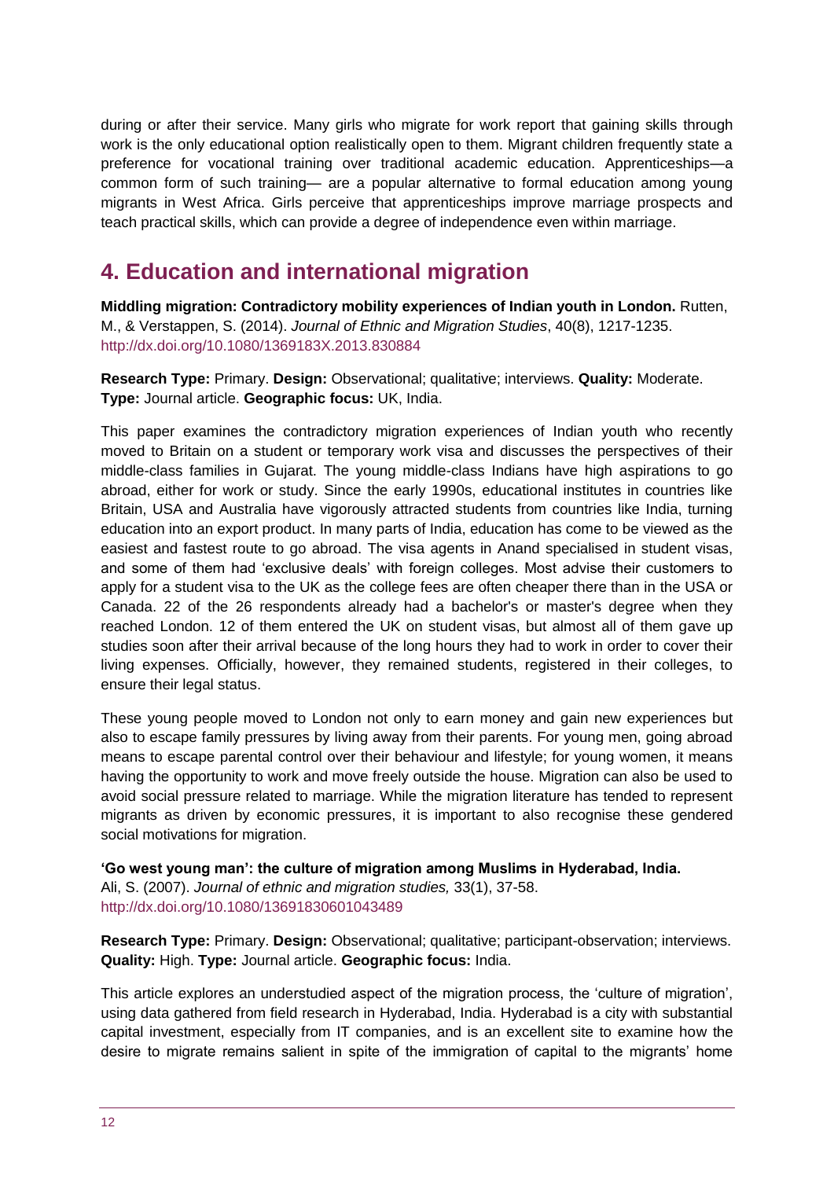during or after their service. Many girls who migrate for work report that gaining skills through work is the only educational option realistically open to them. Migrant children frequently state a preference for vocational training over traditional academic education. Apprenticeships—a common form of such training— are a popular alternative to formal education among young migrants in West Africa. Girls perceive that apprenticeships improve marriage prospects and teach practical skills, which can provide a degree of independence even within marriage.

## 4. Education and international migration

**Middling migration: Contradictory mobility experiences of Indian youth in London.** Rutten, M., & Verstappen, S. (2014). *Journal of Ethnic and Migration Studies*, 40(8), 1217-1235. http://dx.doi.org/10.1080/1369183X.2013.830884

**Research Type:** Primary. **Design:** Observational; qualitative; interviews. **Quality:** Moderate. **Type:** Journal article. **Geographic focus:** UK, India.

This paper examines the contradictory migration experiences of Indian youth who recently moved to Britain on a student or temporary work visa and discusses the perspectives of their middle-class families in Gujarat. The young middle-class Indians have high aspirations to go abroad, either for work or study. Since the early 1990s, educational institutes in countries like Britain, USA and Australia have vigorously attracted students from countries like India, turning education into an export product. In many parts of India, education has come to be viewed as the easiest and fastest route to go abroad. The visa agents in Anand specialised in student visas, and some of them had 'exclusive deals' with foreign colleges. Most advise their customers to apply for a student visa to the UK as the college fees are often cheaper there than in the USA or Canada. 22 of the 26 respondents already had a bachelor's or master's degree when they reached London. 12 of them entered the UK on student visas, but almost all of them gave up studies soon after their arrival because of the long hours they had to work in order to cover their living expenses. Officially, however, they remained students, registered in their colleges, to ensure their legal status.

These young people moved to London not only to earn money and gain new experiences but also to escape family pressures by living away from their parents. For young men, going abroad means to escape parental control over their behaviour and lifestyle; for young women, it means having the opportunity to work and move freely outside the house. Migration can also be used to avoid social pressure related to marriage. While the migration literature has tended to represent migrants as driven by economic pressures, it is important to also recognise these gendered social motivations for migration.

**'Go west young man': the culture of migration among Muslims in Hyderabad, India.** Ali, S. (2007). *Journal of ethnic and migration studies,* 33(1), 37-58. http://dx.doi.org/10.1080/13691830601043489

**Research Type:** Primary. **Design:** Observational; qualitative; participant-observation; interviews. **Quality:** High. **Type:** Journal article. **Geographic focus:** India.

This article explores an understudied aspect of the migration process, the 'culture of migration', using data gathered from field research in Hyderabad, India. Hyderabad is a city with substantial capital investment, especially from IT companies, and is an excellent site to examine how the desire to migrate remains salient in spite of the immigration of capital to the migrants' home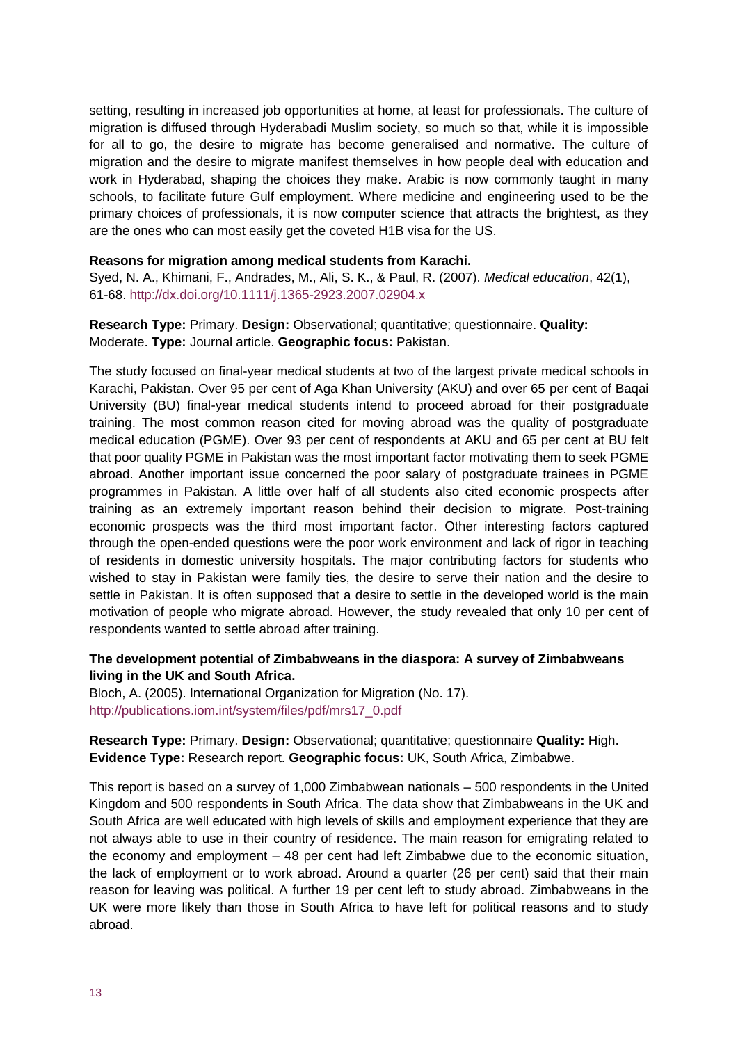setting, resulting in increased job opportunities at home, at least for professionals. The culture of migration is diffused through Hyderabadi Muslim society, so much so that, while it is impossible for all to go, the desire to migrate has become generalised and normative. The culture of migration and the desire to migrate manifest themselves in how people deal with education and work in Hyderabad, shaping the choices they make. Arabic is now commonly taught in many schools, to facilitate future Gulf employment. Where medicine and engineering used to be the primary choices of professionals, it is now computer science that attracts the brightest, as they are the ones who can most easily get the coveted H1B visa for the US.

**Reasons for migration among medical students from Karachi.**
Syed, N. A., Khimani, F., Andrades, M., Ali, S. K., & Paul, R. (2007). *Medical education*, 42(1), 61-68. http://dx.doi.org/10.1111/j.1365-2923.2007.02904.x

**Research Type:** Primary. **Design:** Observational; quantitative; questionnaire. **Quality:** Moderate. **Type:** Journal article. **Geographic focus:** Pakistan.

The study focused on final-year medical students at two of the largest private medical schools in Karachi, Pakistan. Over 95 per cent of Aga Khan University (AKU) and over 65 per cent of Baqai University (BU) final-year medical students intend to proceed abroad for their postgraduate training. The most common reason cited for moving abroad was the quality of postgraduate medical education (PGME). Over 93 per cent of respondents at AKU and 65 per cent at BU felt that poor quality PGME in Pakistan was the most important factor motivating them to seek PGME abroad. Another important issue concerned the poor salary of postgraduate trainees in PGME programmes in Pakistan. A little over half of all students also cited economic prospects after training as an extremely important reason behind their decision to migrate. Post-training economic prospects was the third most important factor. Other interesting factors captured through the open-ended questions were the poor work environment and lack of rigor in teaching of residents in domestic university hospitals. The major contributing factors for students who wished to stay in Pakistan were family ties, the desire to serve their nation and the desire to settle in Pakistan. It is often supposed that a desire to settle in the developed world is the main motivation of people who migrate abroad. However, the study revealed that only 10 per cent of respondents wanted to settle abroad after training.

**The development potential of Zimbabweans in the diaspora: A survey of Zimbabweans living in the UK and South Africa.**
Bloch, A. (2005). International Organization for Migration (No. 17). http://publications.iom.int/system/files/pdf/mrs17_0.pdf

**Research Type:** Primary. **Design:** Observational; quantitative; questionnaire **Quality:** High. **Evidence Type:** Research report. **Geographic focus:** UK, South Africa, Zimbabwe.

This report is based on a survey of 1,000 Zimbabwean nationals – 500 respondents in the United Kingdom and 500 respondents in South Africa. The data show that Zimbabweans in the UK and South Africa are well educated with high levels of skills and employment experience that they are not always able to use in their country of residence. The main reason for emigrating related to the economy and employment – 48 per cent had left Zimbabwe due to the economic situation, the lack of employment or to work abroad. Around a quarter (26 per cent) said that their main reason for leaving was political. A further 19 per cent left to study abroad. Zimbabweans in the UK were more likely than those in South Africa to have left for political reasons and to study abroad.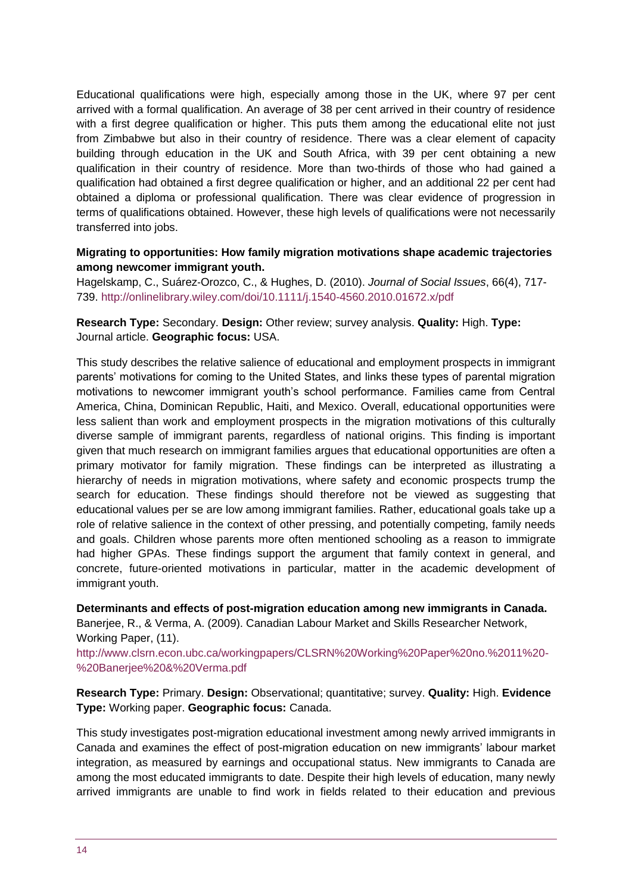Educational qualifications were high, especially among those in the UK, where 97 per cent arrived with a formal qualification. An average of 38 per cent arrived in their country of residence with a first degree qualification or higher. This puts them among the educational elite not just from Zimbabwe but also in their country of residence. There was a clear element of capacity building through education in the UK and South Africa, with 39 per cent obtaining a new qualification in their country of residence. More than two-thirds of those who had gained a qualification had obtained a first degree qualification or higher, and an additional 22 per cent had obtained a diploma or professional qualification. There was clear evidence of progression in terms of qualifications obtained. However, these high levels of qualifications were not necessarily transferred into jobs.

**Migrating to opportunities: How family migration motivations shape academic trajectories among newcomer immigrant youth.**

Hagelskamp, C., Suárez-Orozco, C., & Hughes, D. (2010). *Journal of Social Issues*, 66(4), 717-739. http://onlinelibrary.wiley.com/doi/10.1111/j.1540-4560.2010.01672.x/pdf

**Research Type:** Secondary. **Design:** Other review; survey analysis. **Quality:** High. **Type:** Journal article. **Geographic focus:** USA.

This study describes the relative salience of educational and employment prospects in immigrant parents' motivations for coming to the United States, and links these types of parental migration motivations to newcomer immigrant youth's school performance. Families came from Central America, China, Dominican Republic, Haiti, and Mexico. Overall, educational opportunities were less salient than work and employment prospects in the migration motivations of this culturally diverse sample of immigrant parents, regardless of national origins. This finding is important given that much research on immigrant families argues that educational opportunities are often a primary motivator for family migration. These findings can be interpreted as illustrating a hierarchy of needs in migration motivations, where safety and economic prospects trump the search for education. These findings should therefore not be viewed as suggesting that educational values per se are low among immigrant families. Rather, educational goals take up a role of relative salience in the context of other pressing, and potentially competing, family needs and goals. Children whose parents more often mentioned schooling as a reason to immigrate had higher GPAs. These findings support the argument that family context in general, and concrete, future-oriented motivations in particular, matter in the academic development of immigrant youth.

**Determinants and effects of post-migration education among new immigrants in Canada.**

Banerjee, R., & Verma, A. (2009). Canadian Labour Market and Skills Researcher Network, Working Paper, (11).

http://www.clsrn.econ.ubc.ca/workingpapers/CLSRN%20Working%20Paper%20no.%2011%20-%20Banerjee%20&%20Verma.pdf

**Research Type:** Primary. **Design:** Observational; quantitative; survey. **Quality:** High. **Evidence Type:** Working paper. **Geographic focus:** Canada.

This study investigates post-migration educational investment among newly arrived immigrants in Canada and examines the effect of post-migration education on new immigrants' labour market integration, as measured by earnings and occupational status. New immigrants to Canada are among the most educated immigrants to date. Despite their high levels of education, many newly arrived immigrants are unable to find work in fields related to their education and previous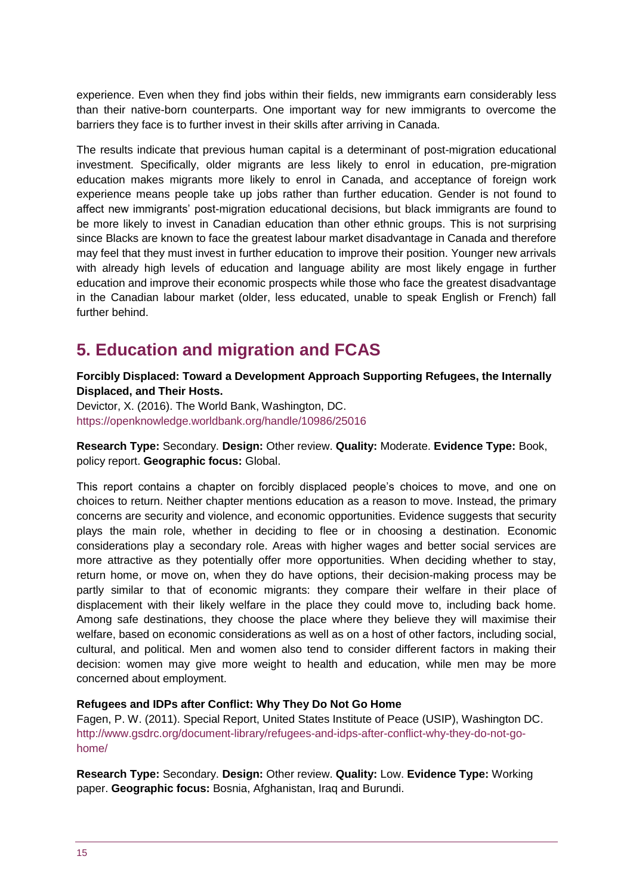experience. Even when they find jobs within their fields, new immigrants earn considerably less than their native-born counterparts. One important way for new immigrants to overcome the barriers they face is to further invest in their skills after arriving in Canada.

The results indicate that previous human capital is a determinant of post-migration educational investment. Specifically, older migrants are less likely to enrol in education, pre-migration education makes migrants more likely to enrol in Canada, and acceptance of foreign work experience means people take up jobs rather than further education. Gender is not found to affect new immigrants' post-migration educational decisions, but black immigrants are found to be more likely to invest in Canadian education than other ethnic groups. This is not surprising since Blacks are known to face the greatest labour market disadvantage in Canada and therefore may feel that they must invest in further education to improve their position. Younger new arrivals with already high levels of education and language ability are most likely engage in further education and improve their economic prospects while those who face the greatest disadvantage in the Canadian labour market (older, less educated, unable to speak English or French) fall further behind.

## 5. Education and migration and FCAS

**Forcibly Displaced: Toward a Development Approach Supporting Refugees, the Internally Displaced, and Their Hosts.**

Devictor, X. (2016). The World Bank, Washington, DC.
https://openknowledge.worldbank.org/handle/10986/25016

**Research Type:** Secondary. **Design:** Other review. **Quality:** Moderate. **Evidence Type:** Book, policy report. **Geographic focus:** Global.

This report contains a chapter on forcibly displaced people's choices to move, and one on choices to return. Neither chapter mentions education as a reason to move. Instead, the primary concerns are security and violence, and economic opportunities. Evidence suggests that security plays the main role, whether in deciding to flee or in choosing a destination. Economic considerations play a secondary role. Areas with higher wages and better social services are more attractive as they potentially offer more opportunities. When deciding whether to stay, return home, or move on, when they do have options, their decision-making process may be partly similar to that of economic migrants: they compare their welfare in their place of displacement with their likely welfare in the place they could move to, including back home. Among safe destinations, they choose the place where they believe they will maximise their welfare, based on economic considerations as well as on a host of other factors, including social, cultural, and political. Men and women also tend to consider different factors in making their decision: women may give more weight to health and education, while men may be more concerned about employment.

**Refugees and IDPs after Conflict: Why They Do Not Go Home**

Fagen, P. W. (2011). Special Report, United States Institute of Peace (USIP), Washington DC.
http://www.gsdrc.org/document-library/refugees-and-idps-after-conflict-why-they-do-not-go-home/

**Research Type:** Secondary. **Design:** Other review. **Quality:** Low. **Evidence Type:** Working paper. **Geographic focus:** Bosnia, Afghanistan, Iraq and Burundi.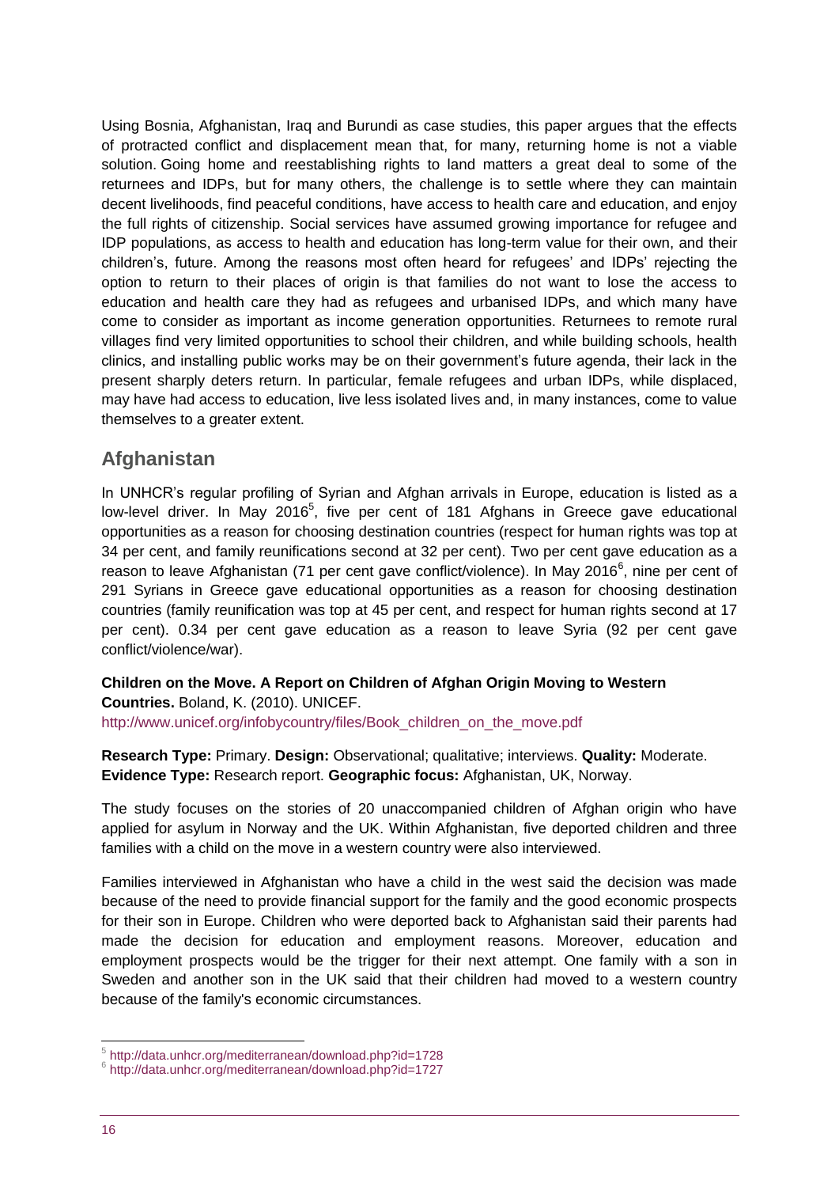Using Bosnia, Afghanistan, Iraq and Burundi as case studies, this paper argues that the effects of protracted conflict and displacement mean that, for many, returning home is not a viable solution. Going home and reestablishing rights to land matters a great deal to some of the returnees and IDPs, but for many others, the challenge is to settle where they can maintain decent livelihoods, find peaceful conditions, have access to health care and education, and enjoy the full rights of citizenship. Social services have assumed growing importance for refugee and IDP populations, as access to health and education has long-term value for their own, and their children's, future. Among the reasons most often heard for refugees' and IDPs' rejecting the option to return to their places of origin is that families do not want to lose the access to education and health care they had as refugees and urbanised IDPs, and which many have come to consider as important as income generation opportunities. Returnees to remote rural villages find very limited opportunities to school their children, and while building schools, health clinics, and installing public works may be on their government's future agenda, their lack in the present sharply deters return. In particular, female refugees and urban IDPs, while displaced, may have had access to education, live less isolated lives and, in many instances, come to value themselves to a greater extent.

## Afghanistan

In UNHCR's regular profiling of Syrian and Afghan arrivals in Europe, education is listed as a low-level driver. In May 2016[5], five per cent of 181 Afghans in Greece gave educational opportunities as a reason for choosing destination countries (respect for human rights was top at 34 per cent, and family reunifications second at 32 per cent). Two per cent gave education as a reason to leave Afghanistan (71 per cent gave conflict/violence). In May 2016[6], nine per cent of 291 Syrians in Greece gave educational opportunities as a reason for choosing destination countries (family reunification was top at 45 per cent, and respect for human rights second at 17 per cent). 0.34 per cent gave education as a reason to leave Syria (92 per cent gave conflict/violence/war).

**Children on the Move. A Report on Children of Afghan Origin Moving to Western Countries.** Boland, K. (2010). UNICEF.
http://www.unicef.org/infobycountry/files/Book_children_on_the_move.pdf

**Research Type:** Primary. **Design:** Observational; qualitative; interviews. **Quality:** Moderate. **Evidence Type:** Research report. **Geographic focus:** Afghanistan, UK, Norway.

The study focuses on the stories of 20 unaccompanied children of Afghan origin who have applied for asylum in Norway and the UK. Within Afghanistan, five deported children and three families with a child on the move in a western country were also interviewed.

Families interviewed in Afghanistan who have a child in the west said the decision was made because of the need to provide financial support for the family and the good economic prospects for their son in Europe. Children who were deported back to Afghanistan said their parents had made the decision for education and employment reasons. Moreover, education and employment prospects would be the trigger for their next attempt. One family with a son in Sweden and another son in the UK said that their children had moved to a western country because of the family's economic circumstances.

---

[5] http://data.unhcr.org/mediterranean/download.php?id=1728
[6] http://data.unhcr.org/mediterranean/download.php?id=1727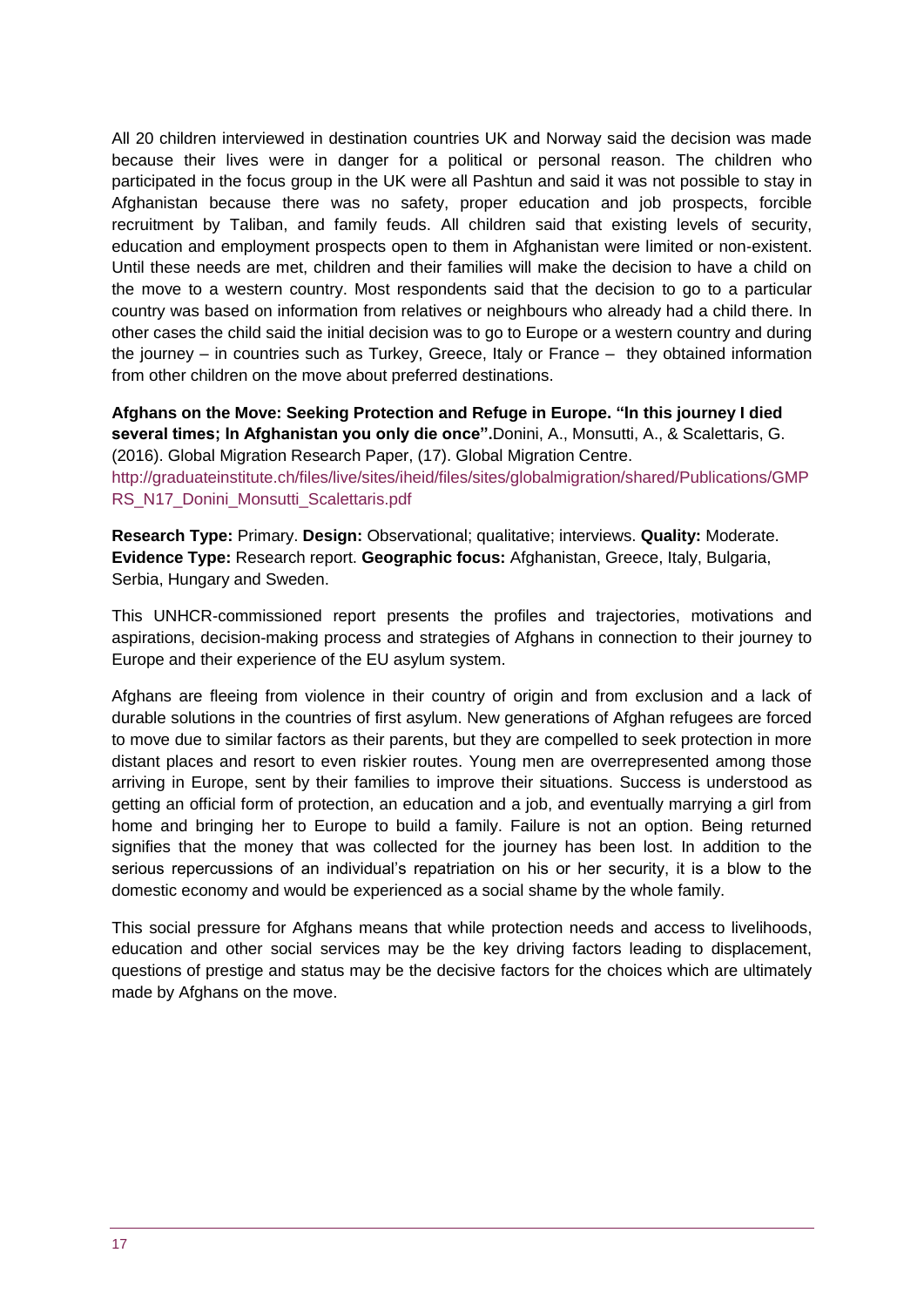All 20 children interviewed in destination countries UK and Norway said the decision was made because their lives were in danger for a political or personal reason. The children who participated in the focus group in the UK were all Pashtun and said it was not possible to stay in Afghanistan because there was no safety, proper education and job prospects, forcible recruitment by Taliban, and family feuds. All children said that existing levels of security, education and employment prospects open to them in Afghanistan were limited or non-existent. Until these needs are met, children and their families will make the decision to have a child on the move to a western country. Most respondents said that the decision to go to a particular country was based on information from relatives or neighbours who already had a child there. In other cases the child said the initial decision was to go to Europe or a western country and during the journey – in countries such as Turkey, Greece, Italy or France – they obtained information from other children on the move about preferred destinations.

**Afghans on the Move: Seeking Protection and Refuge in Europe. "In this journey I died several times; In Afghanistan you only die once".** Donini, A., Monsutti, A., & Scalettaris, G. (2016). Global Migration Research Paper, (17). Global Migration Centre. http://graduateinstitute.ch/files/live/sites/iheid/files/sites/globalmigration/shared/Publications/GMPRS_N17_Donini_Monsutti_Scalettaris.pdf

**Research Type:** Primary. **Design:** Observational; qualitative; interviews. **Quality:** Moderate. **Evidence Type:** Research report. **Geographic focus:** Afghanistan, Greece, Italy, Bulgaria, Serbia, Hungary and Sweden.

This UNHCR-commissioned report presents the profiles and trajectories, motivations and aspirations, decision-making process and strategies of Afghans in connection to their journey to Europe and their experience of the EU asylum system.

Afghans are fleeing from violence in their country of origin and from exclusion and a lack of durable solutions in the countries of first asylum. New generations of Afghan refugees are forced to move due to similar factors as their parents, but they are compelled to seek protection in more distant places and resort to even riskier routes. Young men are overrepresented among those arriving in Europe, sent by their families to improve their situations. Success is understood as getting an official form of protection, an education and a job, and eventually marrying a girl from home and bringing her to Europe to build a family. Failure is not an option. Being returned signifies that the money that was collected for the journey has been lost. In addition to the serious repercussions of an individual's repatriation on his or her security, it is a blow to the domestic economy and would be experienced as a social shame by the whole family.

This social pressure for Afghans means that while protection needs and access to livelihoods, education and other social services may be the key driving factors leading to displacement, questions of prestige and status may be the decisive factors for the choices which are ultimately made by Afghans on the move.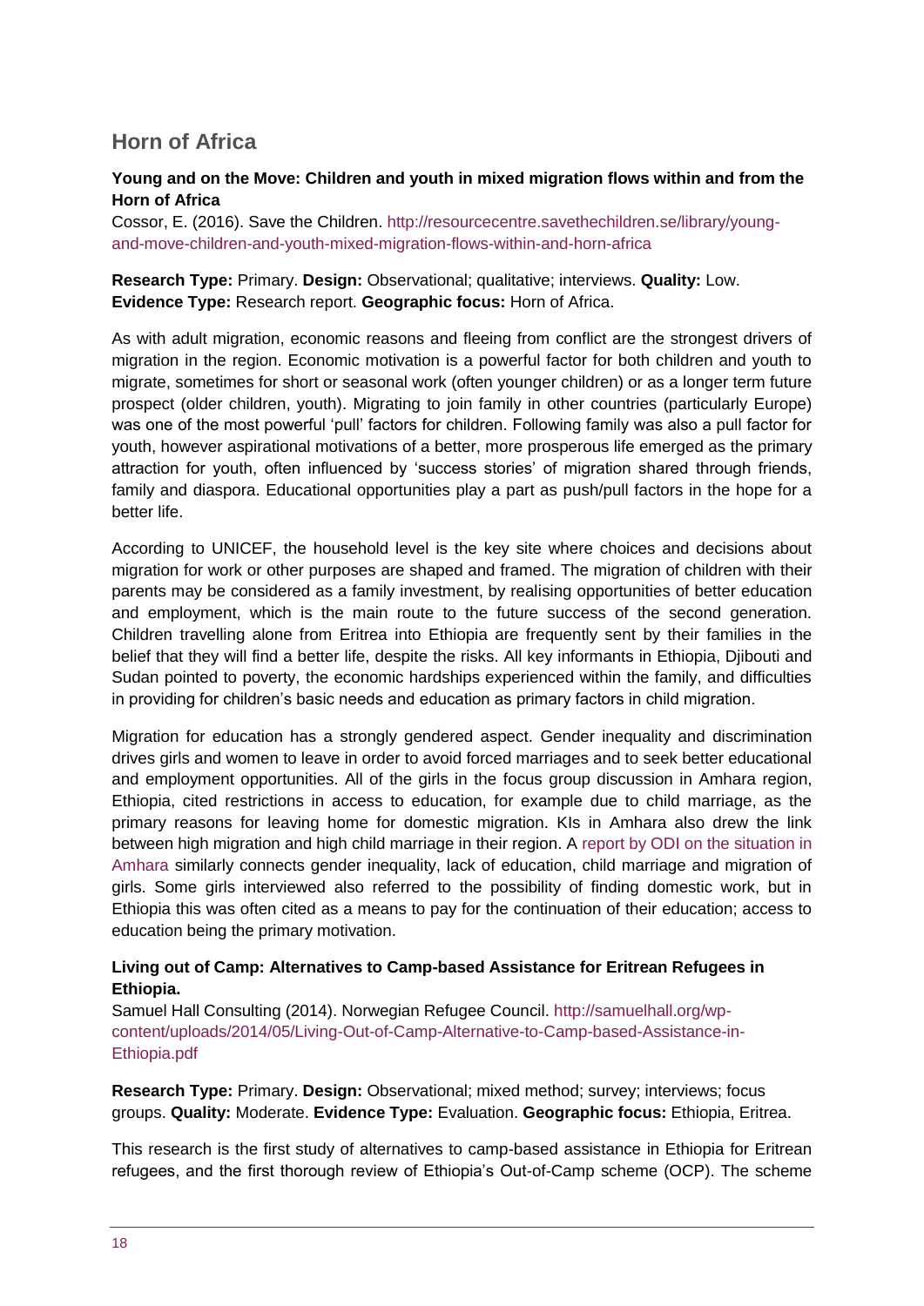## Horn of Africa

**Young and on the Move: Children and youth in mixed migration flows within and from the Horn of Africa**

Cossor, E. (2016). Save the Children. http://resourcecentre.savethechildren.se/library/young-and-move-children-and-youth-mixed-migration-flows-within-and-horn-africa

**Research Type:** Primary. **Design:** Observational; qualitative; interviews. **Quality:** Low. **Evidence Type:** Research report. **Geographic focus:** Horn of Africa.

As with adult migration, economic reasons and fleeing from conflict are the strongest drivers of migration in the region. Economic motivation is a powerful factor for both children and youth to migrate, sometimes for short or seasonal work (often younger children) or as a longer term future prospect (older children, youth). Migrating to join family in other countries (particularly Europe) was one of the most powerful 'pull' factors for children. Following family was also a pull factor for youth, however aspirational motivations of a better, more prosperous life emerged as the primary attraction for youth, often influenced by 'success stories' of migration shared through friends, family and diaspora. Educational opportunities play a part as push/pull factors in the hope for a better life.

According to UNICEF, the household level is the key site where choices and decisions about migration for work or other purposes are shaped and framed. The migration of children with their parents may be considered as a family investment, by realising opportunities of better education and employment, which is the main route to the future success of the second generation. Children travelling alone from Eritrea into Ethiopia are frequently sent by their families in the belief that they will find a better life, despite the risks. All key informants in Ethiopia, Djibouti and Sudan pointed to poverty, the economic hardships experienced within the family, and difficulties in providing for children's basic needs and education as primary factors in child migration.

Migration for education has a strongly gendered aspect. Gender inequality and discrimination drives girls and women to leave in order to avoid forced marriages and to seek better educational and employment opportunities. All of the girls in the focus group discussion in Amhara region, Ethiopia, cited restrictions in access to education, for example due to child marriage, as the primary reasons for leaving home for domestic migration. KIs in Amhara also drew the link between high migration and high child marriage in their region. A report by ODI on the situation in Amhara similarly connects gender inequality, lack of education, child marriage and migration of girls. Some girls interviewed also referred to the possibility of finding domestic work, but in Ethiopia this was often cited as a means to pay for the continuation of their education; access to education being the primary motivation.

**Living out of Camp: Alternatives to Camp-based Assistance for Eritrean Refugees in Ethiopia.**

Samuel Hall Consulting (2014). Norwegian Refugee Council. http://samuelhall.org/wp-content/uploads/2014/05/Living-Out-of-Camp-Alternative-to-Camp-based-Assistance-in-Ethiopia.pdf

**Research Type:** Primary. **Design:** Observational; mixed method; survey; interviews; focus groups. **Quality:** Moderate. **Evidence Type:** Evaluation. **Geographic focus:** Ethiopia, Eritrea.

This research is the first study of alternatives to camp-based assistance in Ethiopia for Eritrean refugees, and the first thorough review of Ethiopia's Out-of-Camp scheme (OCP). The scheme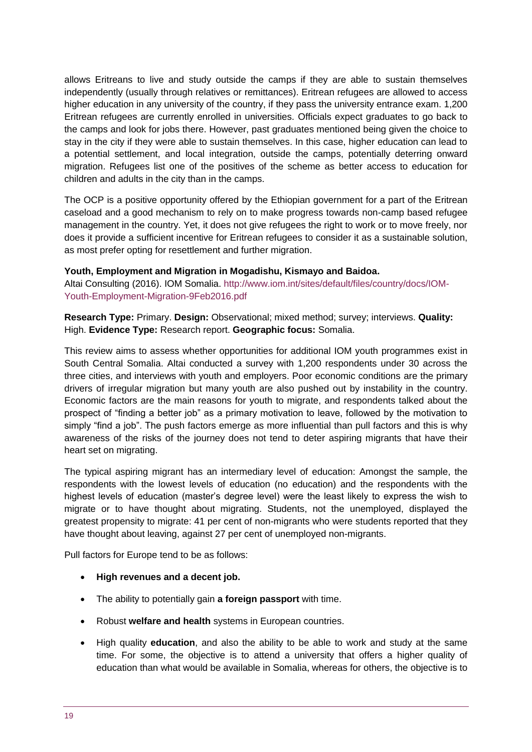allows Eritreans to live and study outside the camps if they are able to sustain themselves independently (usually through relatives or remittances). Eritrean refugees are allowed to access higher education in any university of the country, if they pass the university entrance exam. 1,200 Eritrean refugees are currently enrolled in universities. Officials expect graduates to go back to the camps and look for jobs there. However, past graduates mentioned being given the choice to stay in the city if they were able to sustain themselves. In this case, higher education can lead to a potential settlement, and local integration, outside the camps, potentially deterring onward migration. Refugees list one of the positives of the scheme as better access to education for children and adults in the city than in the camps.

The OCP is a positive opportunity offered by the Ethiopian government for a part of the Eritrean caseload and a good mechanism to rely on to make progress towards non-camp based refugee management in the country. Yet, it does not give refugees the right to work or to move freely, nor does it provide a sufficient incentive for Eritrean refugees to consider it as a sustainable solution, as most prefer opting for resettlement and further migration.

**Youth, Employment and Migration in Mogadishu, Kismayo and Baidoa.**
Altai Consulting (2016). IOM Somalia. http://www.iom.int/sites/default/files/country/docs/IOM-Youth-Employment-Migration-9Feb2016.pdf

**Research Type:** Primary. **Design:** Observational; mixed method; survey; interviews. **Quality:** High. **Evidence Type:** Research report. **Geographic focus:** Somalia.

This review aims to assess whether opportunities for additional IOM youth programmes exist in South Central Somalia. Altai conducted a survey with 1,200 respondents under 30 across the three cities, and interviews with youth and employers. Poor economic conditions are the primary drivers of irregular migration but many youth are also pushed out by instability in the country. Economic factors are the main reasons for youth to migrate, and respondents talked about the prospect of "finding a better job" as a primary motivation to leave, followed by the motivation to simply "find a job". The push factors emerge as more influential than pull factors and this is why awareness of the risks of the journey does not tend to deter aspiring migrants that have their heart set on migrating.

The typical aspiring migrant has an intermediary level of education: Amongst the sample, the respondents with the lowest levels of education (no education) and the respondents with the highest levels of education (master's degree level) were the least likely to express the wish to migrate or to have thought about migrating. Students, not the unemployed, displayed the greatest propensity to migrate: 41 per cent of non-migrants who were students reported that they have thought about leaving, against 27 per cent of unemployed non-migrants.

Pull factors for Europe tend to be as follows:

- **High revenues and a decent job.**
- The ability to potentially gain **a foreign passport** with time.
- Robust **welfare and health** systems in European countries.
- High quality **education**, and also the ability to be able to work and study at the same time. For some, the objective is to attend a university that offers a higher quality of education than what would be available in Somalia, whereas for others, the objective is to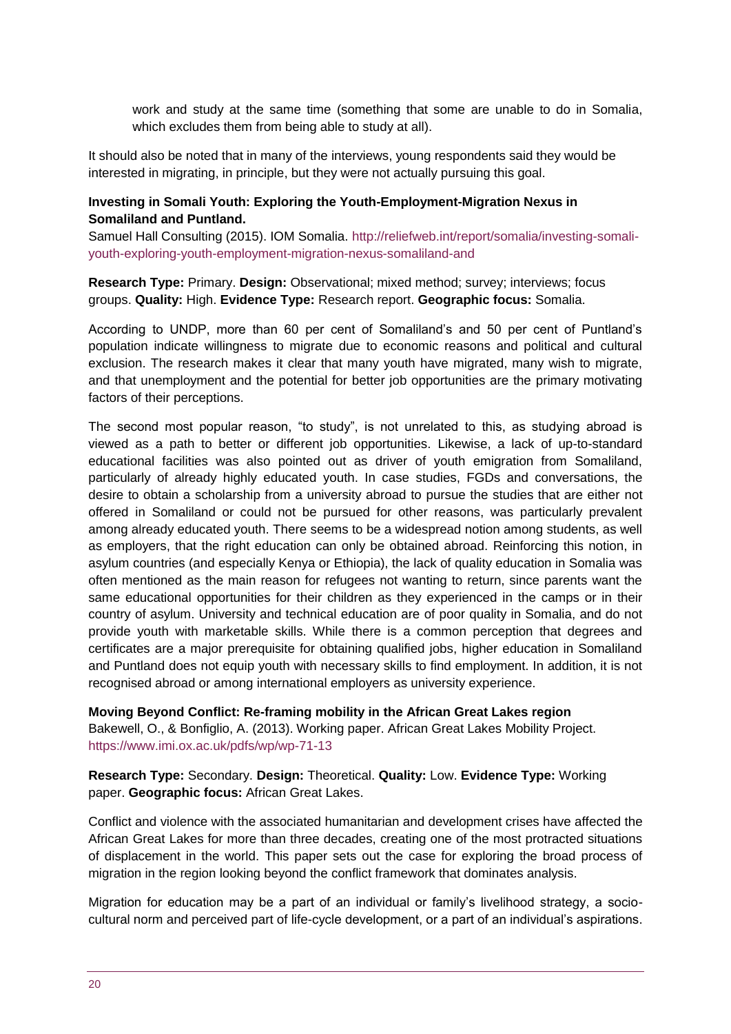work and study at the same time (something that some are unable to do in Somalia, which excludes them from being able to study at all).

It should also be noted that in many of the interviews, young respondents said they would be interested in migrating, in principle, but they were not actually pursuing this goal.

**Investing in Somali Youth: Exploring the Youth-Employment-Migration Nexus in Somaliland and Puntland.**

Samuel Hall Consulting (2015). IOM Somalia. http://reliefweb.int/report/somalia/investing-somali-youth-exploring-youth-employment-migration-nexus-somaliland-and

**Research Type:** Primary. **Design:** Observational; mixed method; survey; interviews; focus groups. **Quality:** High. **Evidence Type:** Research report. **Geographic focus:** Somalia.

According to UNDP, more than 60 per cent of Somaliland's and 50 per cent of Puntland's population indicate willingness to migrate due to economic reasons and political and cultural exclusion. The research makes it clear that many youth have migrated, many wish to migrate, and that unemployment and the potential for better job opportunities are the primary motivating factors of their perceptions.

The second most popular reason, "to study", is not unrelated to this, as studying abroad is viewed as a path to better or different job opportunities. Likewise, a lack of up-to-standard educational facilities was also pointed out as driver of youth emigration from Somaliland, particularly of already highly educated youth. In case studies, FGDs and conversations, the desire to obtain a scholarship from a university abroad to pursue the studies that are either not offered in Somaliland or could not be pursued for other reasons, was particularly prevalent among already educated youth. There seems to be a widespread notion among students, as well as employers, that the right education can only be obtained abroad. Reinforcing this notion, in asylum countries (and especially Kenya or Ethiopia), the lack of quality education in Somalia was often mentioned as the main reason for refugees not wanting to return, since parents want the same educational opportunities for their children as they experienced in the camps or in their country of asylum. University and technical education are of poor quality in Somalia, and do not provide youth with marketable skills. While there is a common perception that degrees and certificates are a major prerequisite for obtaining qualified jobs, higher education in Somaliland and Puntland does not equip youth with necessary skills to find employment. In addition, it is not recognised abroad or among international employers as university experience.

**Moving Beyond Conflict: Re-framing mobility in the African Great Lakes region**

Bakewell, O., & Bonfiglio, A. (2013). Working paper. African Great Lakes Mobility Project. https://www.imi.ox.ac.uk/pdfs/wp/wp-71-13

**Research Type:** Secondary. **Design:** Theoretical. **Quality:** Low. **Evidence Type:** Working paper. **Geographic focus:** African Great Lakes.

Conflict and violence with the associated humanitarian and development crises have affected the African Great Lakes for more than three decades, creating one of the most protracted situations of displacement in the world. This paper sets out the case for exploring the broad process of migration in the region looking beyond the conflict framework that dominates analysis.

Migration for education may be a part of an individual or family's livelihood strategy, a socio-cultural norm and perceived part of life-cycle development, or a part of an individual's aspirations.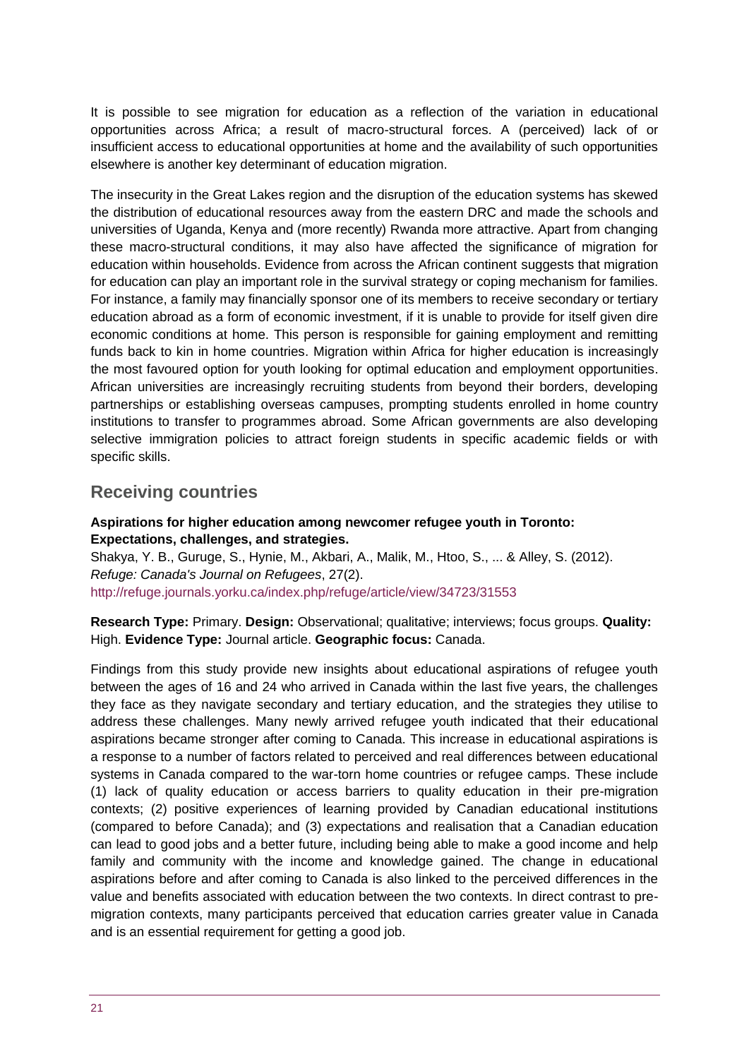It is possible to see migration for education as a reflection of the variation in educational opportunities across Africa; a result of macro-structural forces. A (perceived) lack of or insufficient access to educational opportunities at home and the availability of such opportunities elsewhere is another key determinant of education migration.

The insecurity in the Great Lakes region and the disruption of the education systems has skewed the distribution of educational resources away from the eastern DRC and made the schools and universities of Uganda, Kenya and (more recently) Rwanda more attractive. Apart from changing these macro-structural conditions, it may also have affected the significance of migration for education within households. Evidence from across the African continent suggests that migration for education can play an important role in the survival strategy or coping mechanism for families. For instance, a family may financially sponsor one of its members to receive secondary or tertiary education abroad as a form of economic investment, if it is unable to provide for itself given dire economic conditions at home. This person is responsible for gaining employment and remitting funds back to kin in home countries. Migration within Africa for higher education is increasingly the most favoured option for youth looking for optimal education and employment opportunities. African universities are increasingly recruiting students from beyond their borders, developing partnerships or establishing overseas campuses, prompting students enrolled in home country institutions to transfer to programmes abroad. Some African governments are also developing selective immigration policies to attract foreign students in specific academic fields or with specific skills.

## Receiving countries

**Aspirations for higher education among newcomer refugee youth in Toronto: Expectations, challenges, and strategies.**
Shakya, Y. B., Guruge, S., Hynie, M., Akbari, A., Malik, M., Htoo, S., ... & Alley, S. (2012). *Refuge: Canada's Journal on Refugees*, 27(2).
http://refuge.journals.yorku.ca/index.php/refuge/article/view/34723/31553

**Research Type:** Primary. **Design:** Observational; qualitative; interviews; focus groups. **Quality:** High. **Evidence Type:** Journal article. **Geographic focus:** Canada.

Findings from this study provide new insights about educational aspirations of refugee youth between the ages of 16 and 24 who arrived in Canada within the last five years, the challenges they face as they navigate secondary and tertiary education, and the strategies they utilise to address these challenges. Many newly arrived refugee youth indicated that their educational aspirations became stronger after coming to Canada. This increase in educational aspirations is a response to a number of factors related to perceived and real differences between educational systems in Canada compared to the war-torn home countries or refugee camps. These include (1) lack of quality education or access barriers to quality education in their pre-migration contexts; (2) positive experiences of learning provided by Canadian educational institutions (compared to before Canada); and (3) expectations and realisation that a Canadian education can lead to good jobs and a better future, including being able to make a good income and help family and community with the income and knowledge gained. The change in educational aspirations before and after coming to Canada is also linked to the perceived differences in the value and benefits associated with education between the two contexts. In direct contrast to pre-migration contexts, many participants perceived that education carries greater value in Canada and is an essential requirement for getting a good job.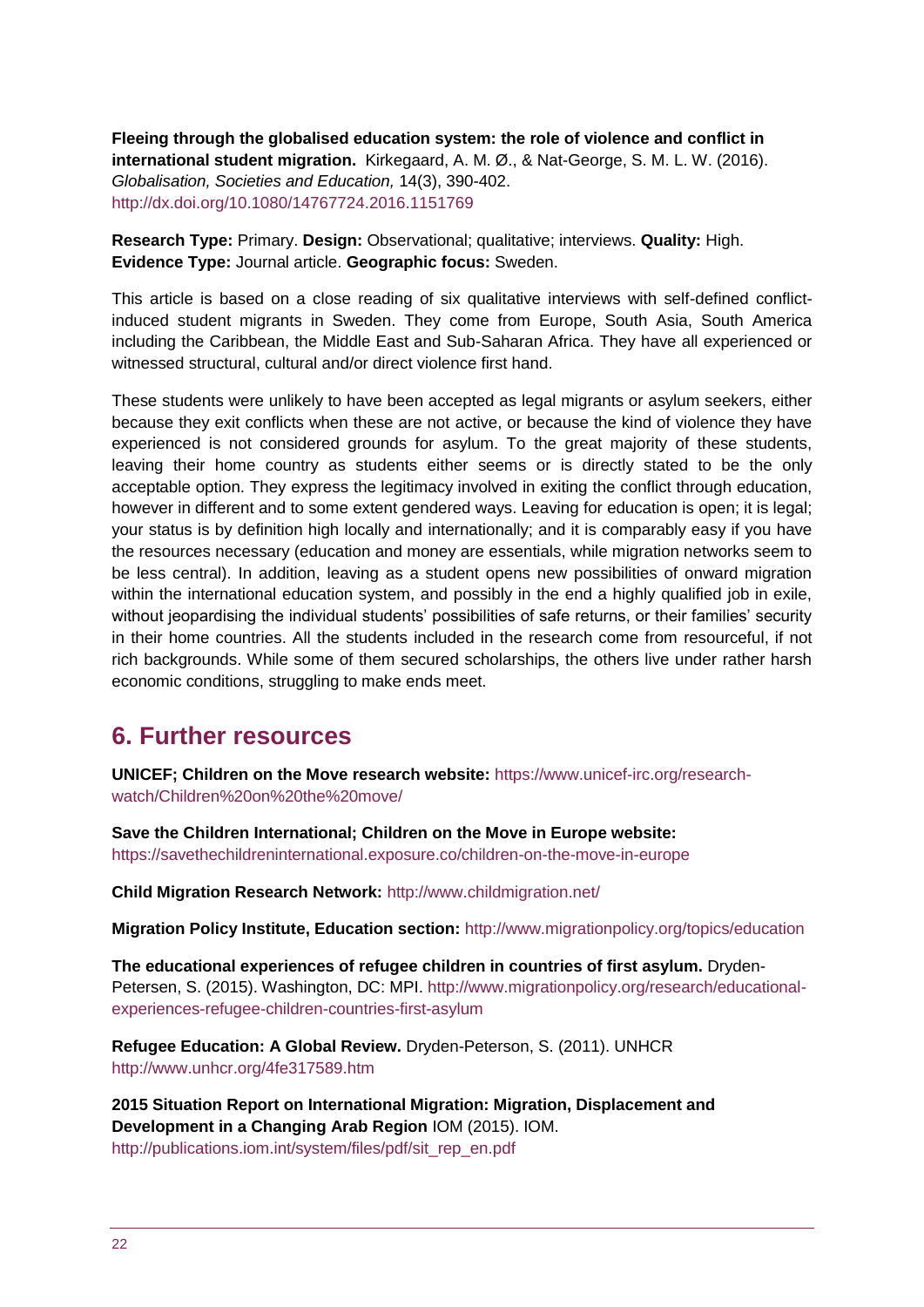**Fleeing through the globalised education system: the role of violence and conflict in international student migration.** Kirkegaard, A. M. Ø., & Nat-George, S. M. L. W. (2016). *Globalisation, Societies and Education,* 14(3), 390-402. http://dx.doi.org/10.1080/14767724.2016.1151769

**Research Type:** Primary. **Design:** Observational; qualitative; interviews. **Quality:** High. **Evidence Type:** Journal article. **Geographic focus:** Sweden.

This article is based on a close reading of six qualitative interviews with self-defined conflict-induced student migrants in Sweden. They come from Europe, South Asia, South America including the Caribbean, the Middle East and Sub-Saharan Africa. They have all experienced or witnessed structural, cultural and/or direct violence first hand.

These students were unlikely to have been accepted as legal migrants or asylum seekers, either because they exit conflicts when these are not active, or because the kind of violence they have experienced is not considered grounds for asylum. To the great majority of these students, leaving their home country as students either seems or is directly stated to be the only acceptable option. They express the legitimacy involved in exiting the conflict through education, however in different and to some extent gendered ways. Leaving for education is open; it is legal; your status is by definition high locally and internationally; and it is comparably easy if you have the resources necessary (education and money are essentials, while migration networks seem to be less central). In addition, leaving as a student opens new possibilities of onward migration within the international education system, and possibly in the end a highly qualified job in exile, without jeopardising the individual students' possibilities of safe returns, or their families' security in their home countries. All the students included in the research come from resourceful, if not rich backgrounds. While some of them secured scholarships, the others live under rather harsh economic conditions, struggling to make ends meet.

## 6. Further resources

**UNICEF; Children on the Move research website:** https://www.unicef-irc.org/research-watch/Children%20on%20the%20move/

**Save the Children International; Children on the Move in Europe website:** https://savethechildreninternational.exposure.co/children-on-the-move-in-europe

**Child Migration Research Network:** http://www.childmigration.net/

**Migration Policy Institute, Education section:** http://www.migrationpolicy.org/topics/education

**The educational experiences of refugee children in countries of first asylum.** Dryden-Petersen, S. (2015). Washington, DC: MPI. http://www.migrationpolicy.org/research/educational-experiences-refugee-children-countries-first-asylum

**Refugee Education: A Global Review.** Dryden-Peterson, S. (2011). UNHCR http://www.unhcr.org/4fe317589.htm

**2015 Situation Report on International Migration: Migration, Displacement and Development in a Changing Arab Region** IOM (2015). IOM. http://publications.iom.int/system/files/pdf/sit_rep_en.pdf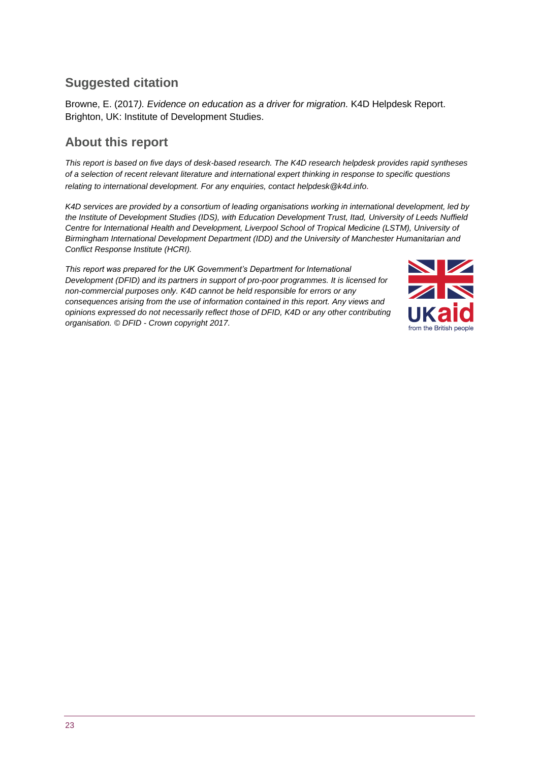## Suggested citation

Browne, E. (2017). *Evidence on education as a driver for migration.* K4D Helpdesk Report. Brighton, UK: Institute of Development Studies.

## About this report

*This report is based on five days of desk-based research. The K4D research helpdesk provides rapid syntheses of a selection of recent relevant literature and international expert thinking in response to specific questions relating to international development. For any enquiries, contact helpdesk@k4d.info.*

*K4D services are provided by a consortium of leading organisations working in international development, led by the Institute of Development Studies (IDS), with Education Development Trust, Itad, University of Leeds Nuffield Centre for International Health and Development, Liverpool School of Tropical Medicine (LSTM), University of Birmingham International Development Department (IDD) and the University of Manchester Humanitarian and Conflict Response Institute (HCRI).*

*This report was prepared for the UK Government's Department for International Development (DFID) and its partners in support of pro-poor programmes. It is licensed for non-commercial purposes only. K4D cannot be held responsible for errors or any consequences arising from the use of information contained in this report. Any views and opinions expressed do not necessarily reflect those of DFID, K4D or any other contributing organisation. © DFID - Crown copyright 2017.*

UKaid from the British people